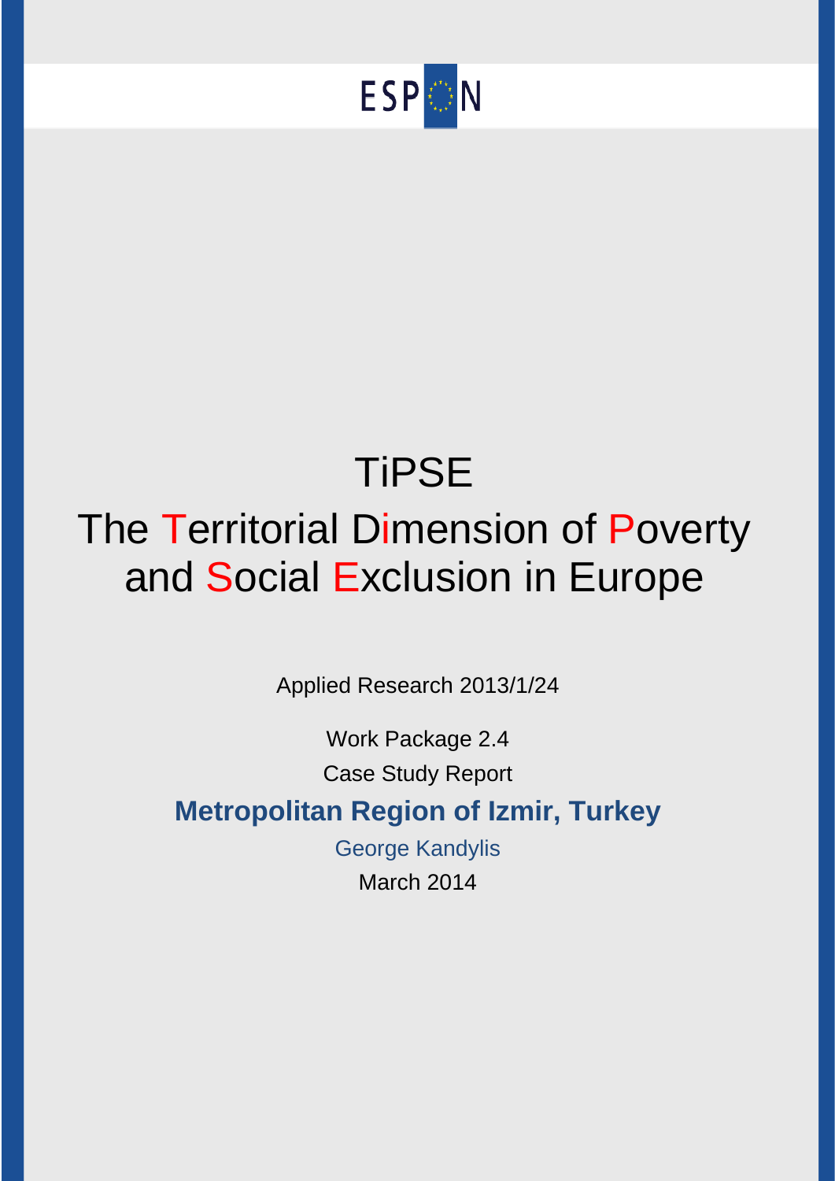ESPON

# TiPSE

# The Territorial Dimension of Poverty and Social Exclusion in Europe

Applied Research 2013/1/24

Work Package 2.4

Case Study Report

**Metropolitan Region of Izmir, Turkey**

George Kandylis

March 2014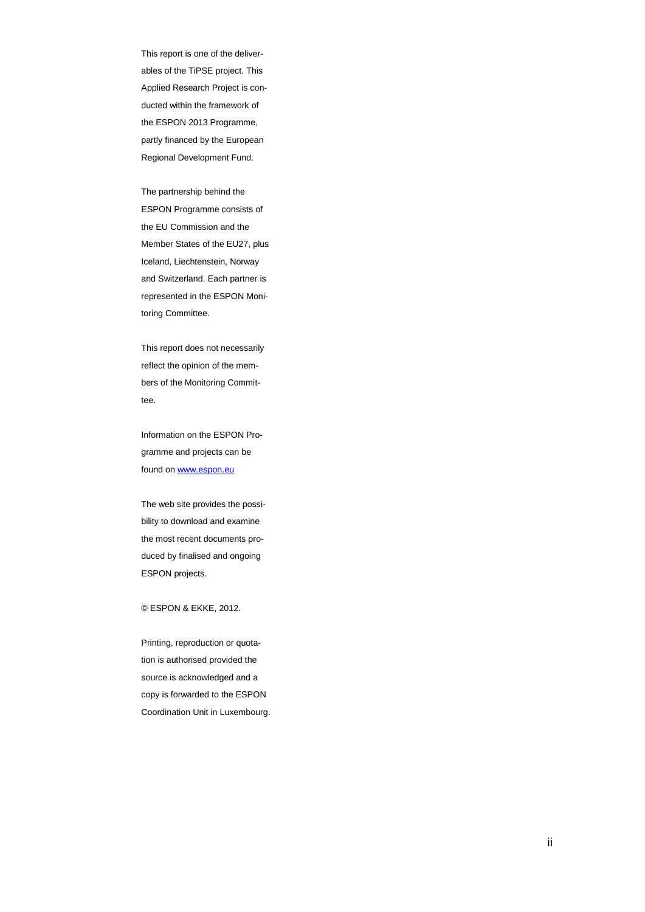This report is one of the deliverables of the TiPSE project. This Applied Research Project is conducted within the framework of the ESPON 2013 Programme, partly financed by the European Regional Development Fund.

The partnership behind the ESPON Programme consists of the EU Commission and the Member States of the EU27, plus Iceland, Liechtenstein, Norway and Switzerland. Each partner is represented in the ESPON Monitoring Committee.

This report does not necessarily reflect the opinion of the members of the Monitoring Committee.

Information on the ESPON Programme and projects can be found on [www.espon.eu](http://www.espon.eu)

The web site provides the possibility to download and examine the most recent documents produced by finalised and ongoing ESPON projects.

© ESPON & EKKE, 2012.

Printing, reproduction or quotation is authorised provided the source is acknowledged and a copy is forwarded to the ESPON Coordination Unit in Luxembourg.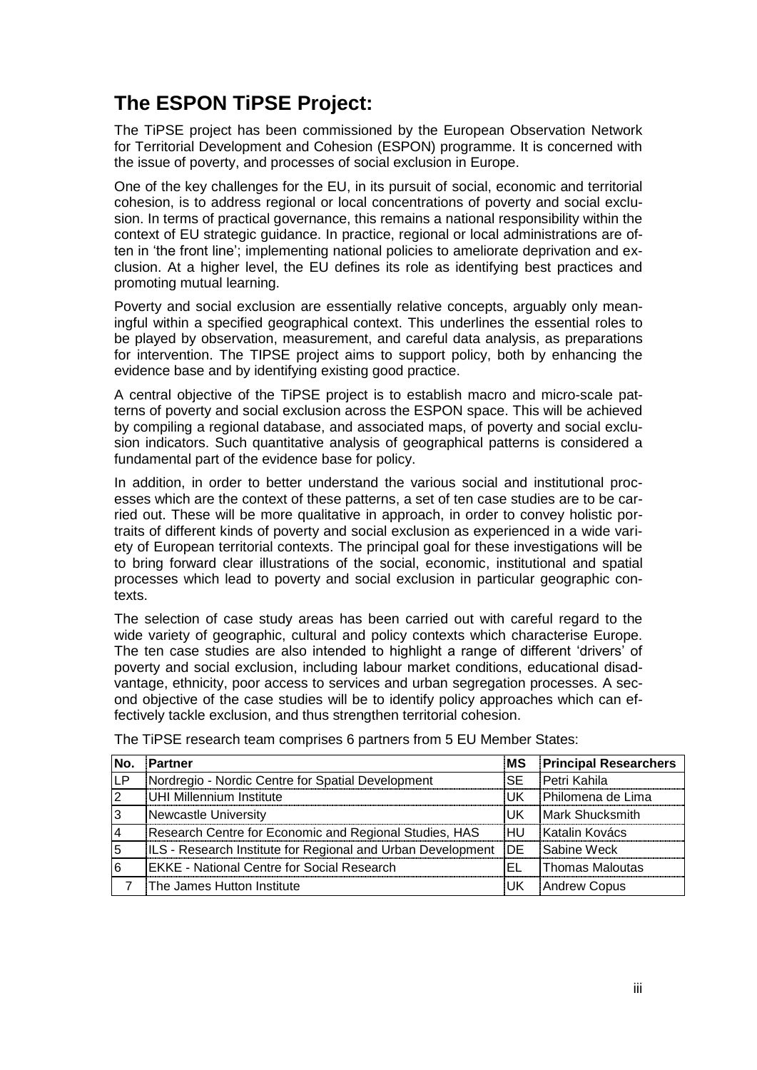# The ESPON TiPSE Project:

The TiPSE project has been commissioned by the European Observation Network for Territorial Development and Cohesion (ESPON) programme. It is concerned with the issue of poverty, and processes of social exclusion in Europe.

One of the key challenges for the EU, in its pursuit of social, economic and territorial cohesion, is to address regional or local concentrations of poverty and social exclusion. In terms of practical governance, this remains a national responsibility within the context of EU strategic guidance. In practice, regional or local administrations are often in 'the front line'; implementing national policies to ameliorate deprivation and exclusion. At a higher level, the EU defines its role as identifying best practices and promoting mutual learning.

Poverty and social exclusion are essentially relative concepts, arguably only meaningful within a specified geographical context. This underlines the essential roles to be played by observation, measurement, and careful data analysis, as preparations for intervention. The TIPSE project aims to support policy, both by enhancing the evidence base and by identifying existing good practice.

A central objective of the TiPSE project is to establish macro and micro-scale patterns of poverty and social exclusion across the ESPON space. This will be achieved by compiling a regional database, and associated maps, of poverty and social exclusion indicators. Such quantitative analysis of geographical patterns is considered a fundamental part of the evidence base for policy.

In addition, in order to better understand the various social and institutional processes which are the context of these patterns, a set of ten case studies are to be carried out. These will be more qualitative in approach, in order to convey holistic portraits of different kinds of poverty and social exclusion as experienced in a wide variety of European territorial contexts. The principal goal for these investigations will be to bring forward clear illustrations of the social, economic, institutional and spatial processes which lead to poverty and social exclusion in particular geographic contexts.

The selection of case study areas has been carried out with careful regard to the wide variety of geographic, cultural and policy contexts which characterise Europe. The ten case studies are also intended to highlight a range of different 'drivers' of poverty and social exclusion, including labour market conditions, educational disadvantage, ethnicity, poor access to services and urban segregation processes. A second objective of the case studies will be to identify policy approaches which can effectively tackle exclusion, and thus strengthen territorial cohesion.

The TiPSE research team comprises 6 partners from 5 EU Member States:

| No. | Partner | MS | Principal Researchers |
|---|---|---|---|
| LP | Nordregio - Nordic Centre for Spatial Development | SE | Petri Kahila |
| 2 | UHI Millennium Institute | UK | Philomena de Lima |
| 3 | Newcastle University | UK | Mark Shucksmith |
| 4 | Research Centre for Economic and Regional Studies, HAS | HU | Katalin Kovács |
| 5 | ILS - Research Institute for Regional and Urban Development | DE | Sabine Weck |
| 6 | EKKE - National Centre for Social Research | EL | Thomas Maloutas |
| 7 | The James Hutton Institute | UK | Andrew Copus |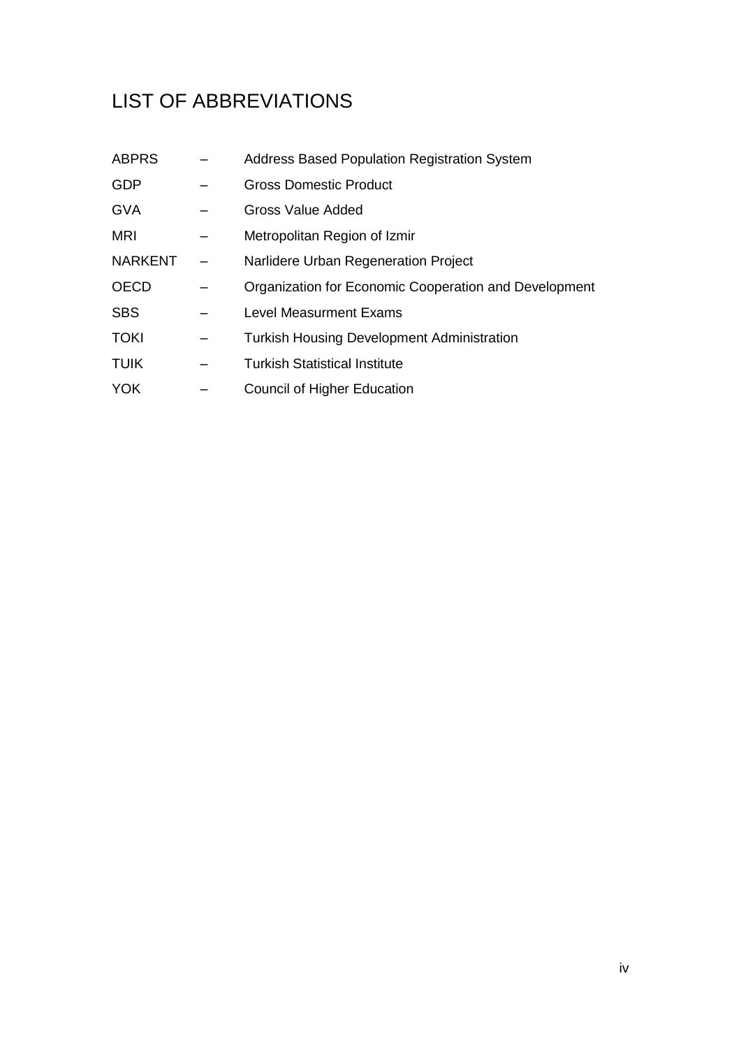# LIST OF ABBREVIATIONS

| | | |
|---|---|---|
| ABPRS | – | Address Based Population Registration System |
| GDP | – | Gross Domestic Product |
| GVA | – | Gross Value Added |
| MRI | – | Metropolitan Region of Izmir |
| NARKENT | – | Narlidere Urban Regeneration Project |
| OECD | – | Organization for Economic Cooperation and Development |
| SBS | – | Level Measurment Exams |
| TOKI | – | Turkish Housing Development Administration |
| TUIK | – | Turkish Statistical Institute |
| YOK | – | Council of Higher Education |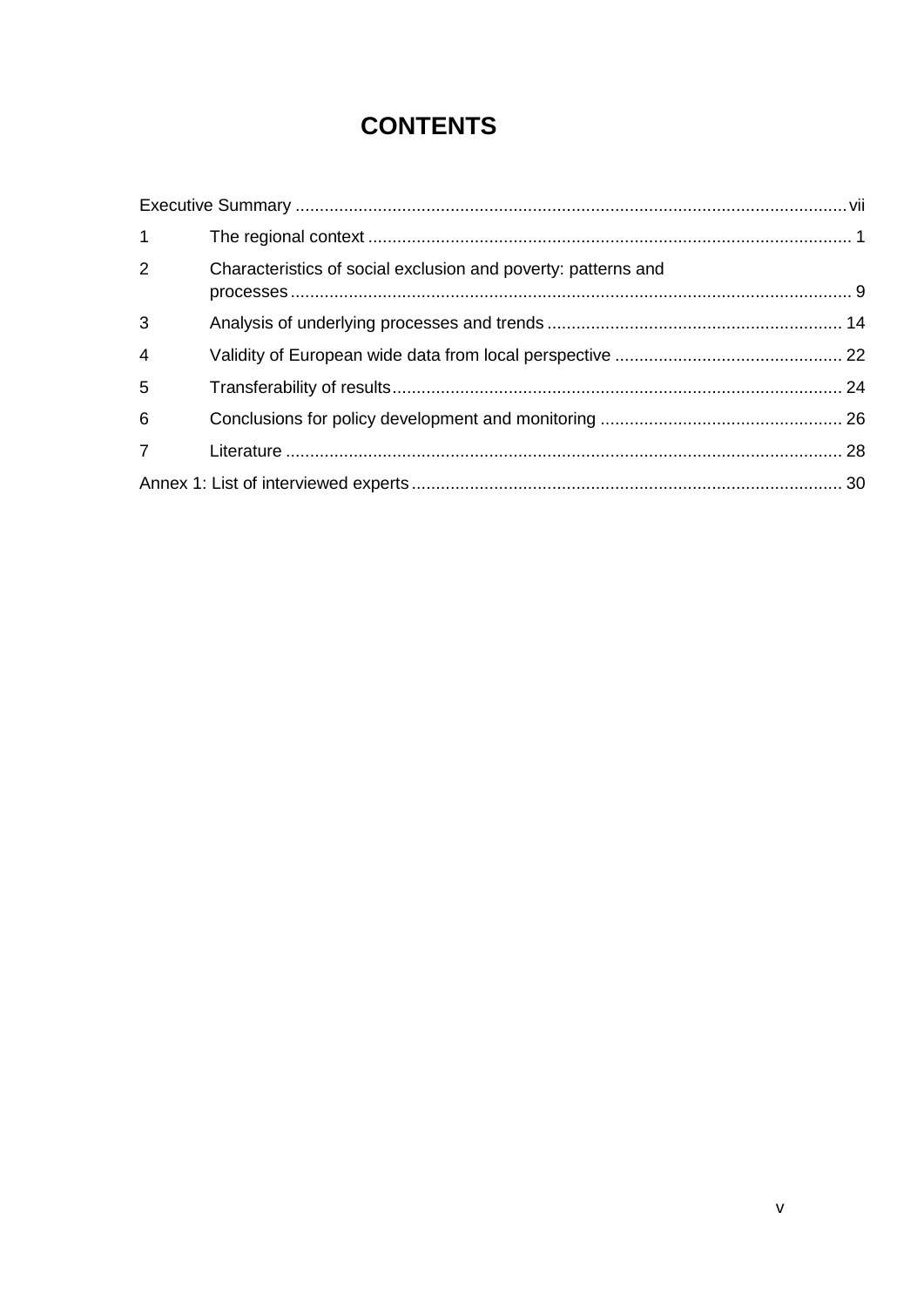# CONTENTS

Executive Summary ........................................................................................................vii

1 The regional context ........................................................................................................ 1

2 Characteristics of social exclusion and poverty: patterns and processes ........................................................................................................ 9

3 Analysis of underlying processes and trends ........................................................................ 14

4 Validity of European wide data from local perspective ................................................ 22

5 Transferability of results........................................................................................................ 24

6 Conclusions for policy development and monitoring .................................................. 26

7 Literature ........................................................................................................................ 28

Annex 1: List of interviewed experts........................................................................................ 30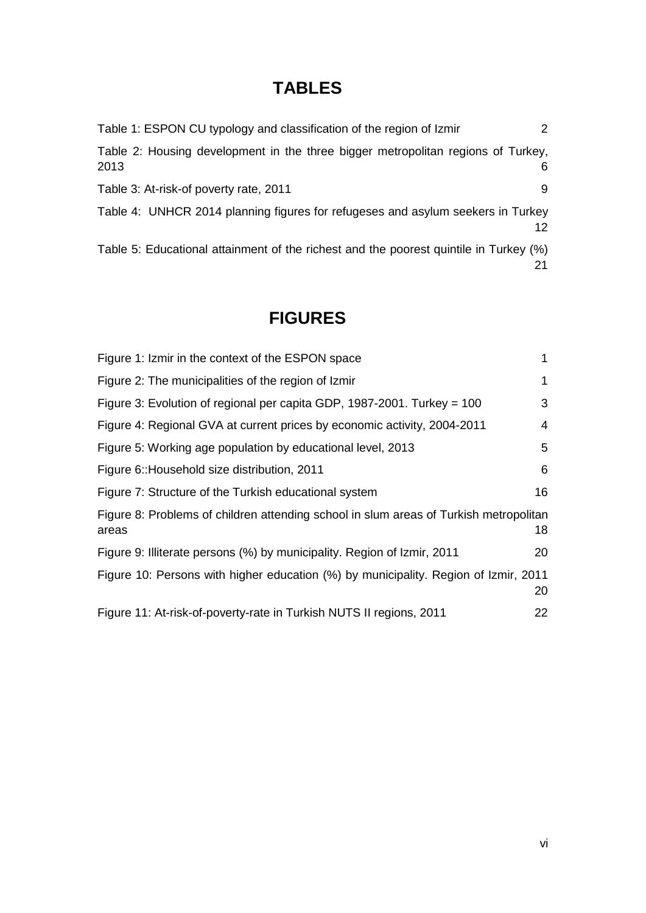# TABLES

Table 1: ESPON CU typology and classification of the region of Izmir 2

Table 2: Housing development in the three bigger metropolitan regions of Turkey, 2013 6

Table 3: At-risk-of poverty rate, 2011 9

Table 4: UNHCR 2014 planning figures for refugeses and asylum seekers in Turkey 12

Table 5: Educational attainment of the richest and the poorest quintile in Turkey (%) 21

# FIGURES

Figure 1: Izmir in the context of the ESPON space 1

Figure 2: The municipalities of the region of Izmir 1

Figure 3: Evolution of regional per capita GDP, 1987-2001. Turkey = 100 3

Figure 4: Regional GVA at current prices by economic activity, 2004-2011 4

Figure 5: Working age population by educational level, 2013 5

Figure 6::Household size distribution, 2011 6

Figure 7: Structure of the Turkish educational system 16

Figure 8: Problems of children attending school in slum areas of Turkish metropolitan areas 18

Figure 9: Illiterate persons (%) by municipality. Region of Izmir, 2011 20

Figure 10: Persons with higher education (%) by municipality. Region of Izmir, 2011 20

Figure 11: At-risk-of-poverty-rate in Turkish NUTS II regions, 2011 22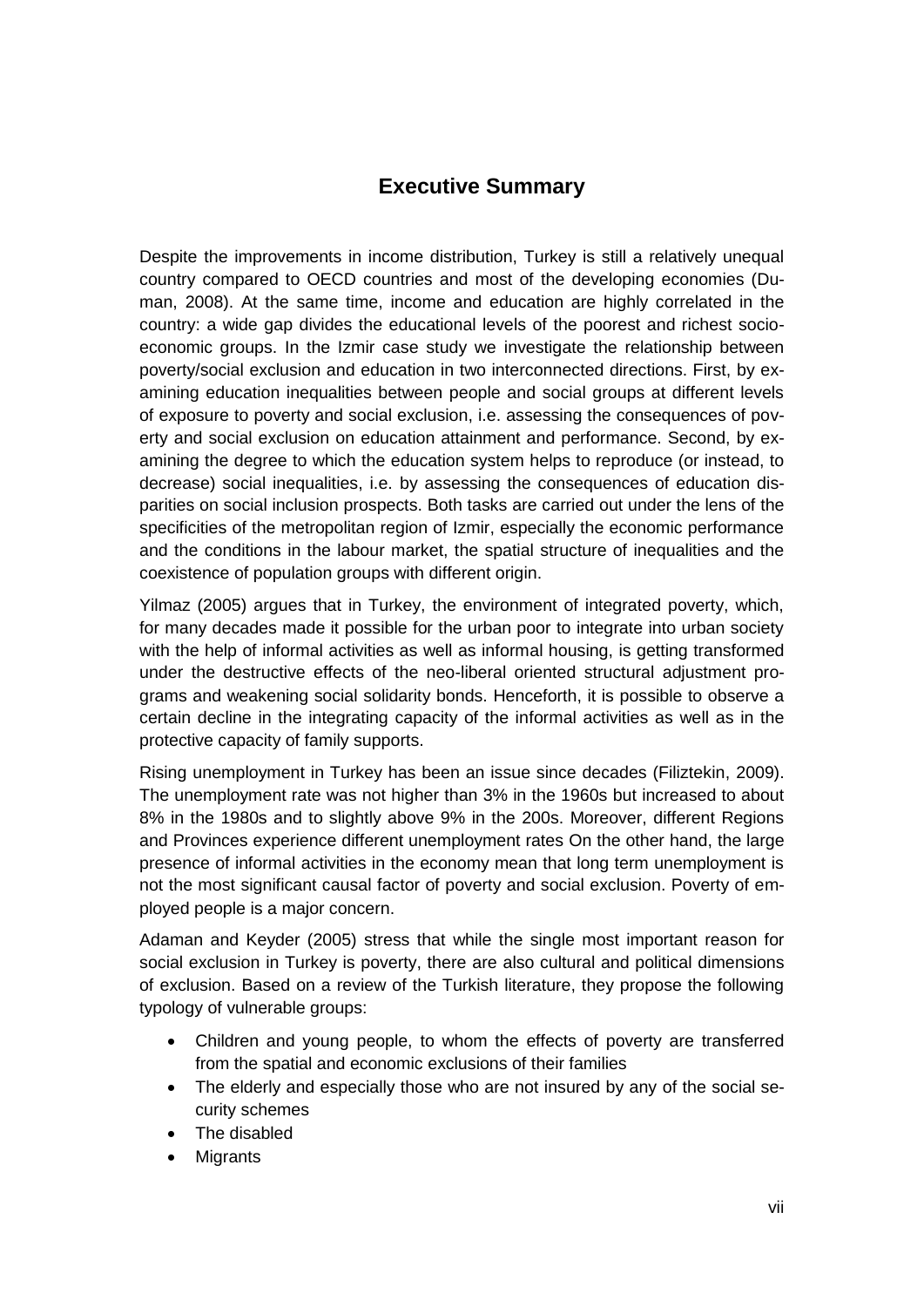## Executive Summary

Despite the improvements in income distribution, Turkey is still a relatively unequal country compared to OECD countries and most of the developing economies (Duman, 2008). At the same time, income and education are highly correlated in the country: a wide gap divides the educational levels of the poorest and richest socio-economic groups. In the Izmir case study we investigate the relationship between poverty/social exclusion and education in two interconnected directions. First, by examining education inequalities between people and social groups at different levels of exposure to poverty and social exclusion, i.e. assessing the consequences of poverty and social exclusion on education attainment and performance. Second, by examining the degree to which the education system helps to reproduce (or instead, to decrease) social inequalities, i.e. by assessing the consequences of education disparities on social inclusion prospects. Both tasks are carried out under the lens of the specificities of the metropolitan region of Izmir, especially the economic performance and the conditions in the labour market, the spatial structure of inequalities and the coexistence of population groups with different origin.

Yilmaz (2005) argues that in Turkey, the environment of integrated poverty, which, for many decades made it possible for the urban poor to integrate into urban society with the help of informal activities as well as informal housing, is getting transformed under the destructive effects of the neo-liberal oriented structural adjustment programs and weakening social solidarity bonds. Henceforth, it is possible to observe a certain decline in the integrating capacity of the informal activities as well as in the protective capacity of family supports.

Rising unemployment in Turkey has been an issue since decades (Filiztekin, 2009). The unemployment rate was not higher than 3% in the 1960s but increased to about 8% in the 1980s and to slightly above 9% in the 200s. Moreover, different Regions and Provinces experience different unemployment rates On the other hand, the large presence of informal activities in the economy mean that long term unemployment is not the most significant causal factor of poverty and social exclusion. Poverty of employed people is a major concern.

Adaman and Keyder (2005) stress that while the single most important reason for social exclusion in Turkey is poverty, there are also cultural and political dimensions of exclusion. Based on a review of the Turkish literature, they propose the following typology of vulnerable groups:

- Children and young people, to whom the effects of poverty are transferred from the spatial and economic exclusions of their families
- The elderly and especially those who are not insured by any of the social security schemes
- The disabled
- Migrants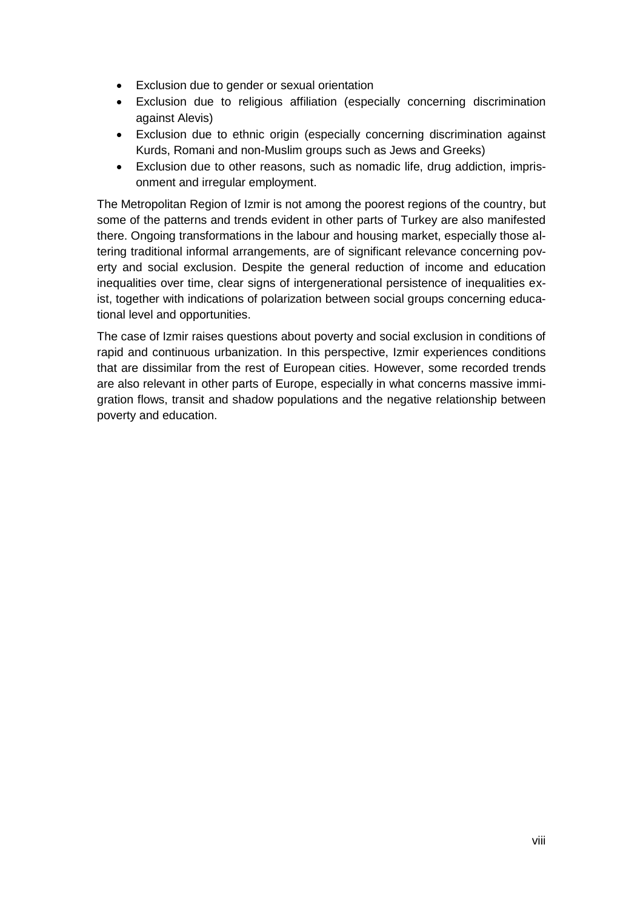- Exclusion due to gender or sexual orientation
- Exclusion due to religious affiliation (especially concerning discrimination against Alevis)
- Exclusion due to ethnic origin (especially concerning discrimination against Kurds, Romani and non-Muslim groups such as Jews and Greeks)
- Exclusion due to other reasons, such as nomadic life, drug addiction, imprisonment and irregular employment.

The Metropolitan Region of Izmir is not among the poorest regions of the country, but some of the patterns and trends evident in other parts of Turkey are also manifested there. Ongoing transformations in the labour and housing market, especially those altering traditional informal arrangements, are of significant relevance concerning poverty and social exclusion. Despite the general reduction of income and education inequalities over time, clear signs of intergenerational persistence of inequalities exist, together with indications of polarization between social groups concerning educational level and opportunities.

The case of Izmir raises questions about poverty and social exclusion in conditions of rapid and continuous urbanization. In this perspective, Izmir experiences conditions that are dissimilar from the rest of European cities. However, some recorded trends are also relevant in other parts of Europe, especially in what concerns massive immigration flows, transit and shadow populations and the negative relationship between poverty and education.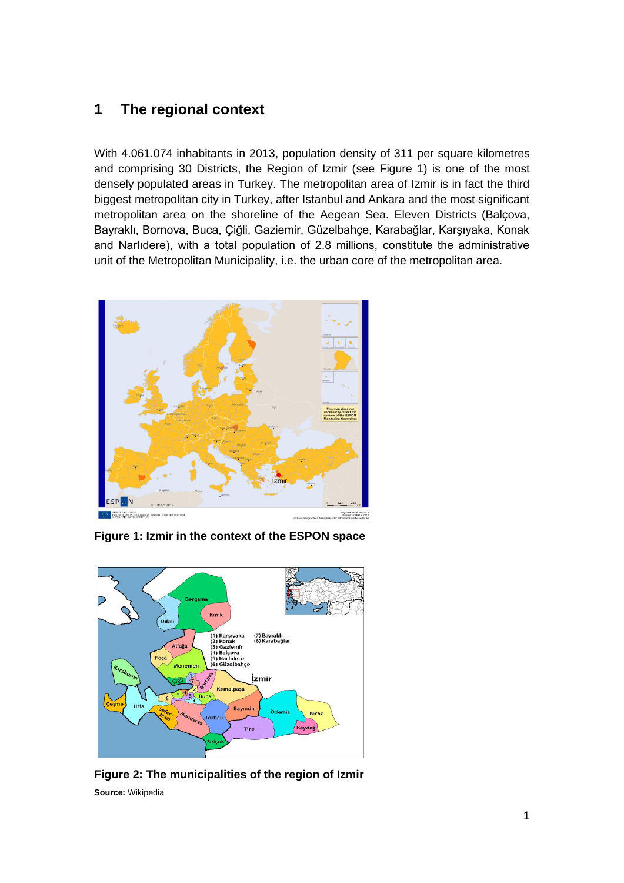# 1 The regional context

With 4.061.074 inhabitants in 2013, population density of 311 per square kilometres and comprising 30 Districts, the Region of Izmir (see Figure 1) is one of the most densely populated areas in Turkey. The metropolitan area of Izmir is in fact the third biggest metropolitan city in Turkey, after Istanbul and Ankara and the most significant metropolitan area on the shoreline of the Aegean Sea. Eleven Districts (Balçova, Bayraklı, Bornova, Buca, Çiğli, Gaziemir, Güzelbahçe, Karabağlar, Karşıyaka, Konak and Narlıdere), with a total population of 2.8 millions, constitute the administrative unit of the Metropolitan Municipality, i.e. the urban core of the metropolitan area.

**Figure 1: Izmir in the context of the ESPON space**

**Figure 2: The municipalities of the region of Izmir**

**Source:** Wikipedia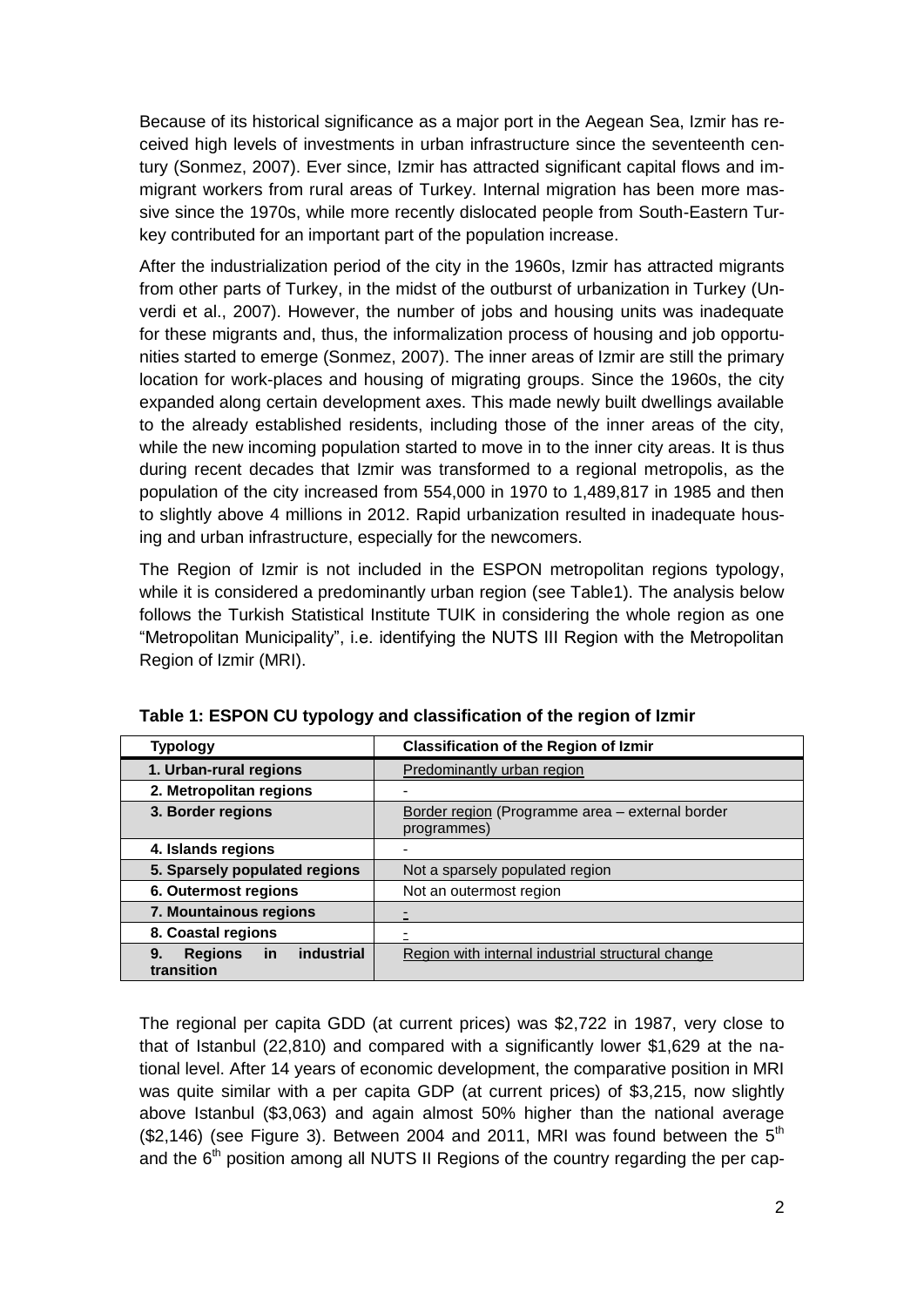Because of its historical significance as a major port in the Aegean Sea, Izmir has received high levels of investments in urban infrastructure since the seventeenth century (Sonmez, 2007). Ever since, Izmir has attracted significant capital flows and immigrant workers from rural areas of Turkey. Internal migration has been more massive since the 1970s, while more recently dislocated people from South-Eastern Turkey contributed for an important part of the population increase.

After the industrialization period of the city in the 1960s, Izmir has attracted migrants from other parts of Turkey, in the midst of the outburst of urbanization in Turkey (Unverdi et al., 2007). However, the number of jobs and housing units was inadequate for these migrants and, thus, the informalization process of housing and job opportunities started to emerge (Sonmez, 2007). The inner areas of Izmir are still the primary location for work-places and housing of migrating groups. Since the 1960s, the city expanded along certain development axes. This made newly built dwellings available to the already established residents, including those of the inner areas of the city, while the new incoming population started to move in to the inner city areas. It is thus during recent decades that Izmir was transformed to a regional metropolis, as the population of the city increased from 554,000 in 1970 to 1,489,817 in 1985 and then to slightly above 4 millions in 2012. Rapid urbanization resulted in inadequate housing and urban infrastructure, especially for the newcomers.

The Region of Izmir is not included in the ESPON metropolitan regions typology, while it is considered a predominantly urban region (see Table1). The analysis below follows the Turkish Statistical Institute TUIK in considering the whole region as one "Metropolitan Municipality", i.e. identifying the NUTS III Region with the Metropolitan Region of Izmir (MRI).

**Table 1: ESPON CU typology and classification of the region of Izmir**

| Typology | Classification of the Region of Izmir |
|---|---|
| **1. Urban-rural regions** | Predominantly urban region |
| **2. Metropolitan regions** | - |
| **3. Border regions** | Border region (Programme area – external border programmes) |
| **4. Islands regions** | - |
| **5. Sparsely populated regions** | Not a sparsely populated region |
| **6. Outermost regions** | Not an outermost region |
| **7. Mountainous regions** | - |
| **8. Coastal regions** | - |
| **9. Regions in industrial transition** | Region with internal industrial structural change |

The regional per capita GDD (at current prices) was $2,722 in 1987, very close to that of Istanbul (22,810) and compared with a significantly lower $1,629 at the national level. After 14 years of economic development, the comparative position in MRI was quite similar with a per capita GDP (at current prices) of $3,215, now slightly above Istanbul ($3,063) and again almost 50% higher than the national average ($2,146) (see Figure 3). Between 2004 and 2011, MRI was found between the 5th and the 6th position among all NUTS II Regions of the country regarding the per cap-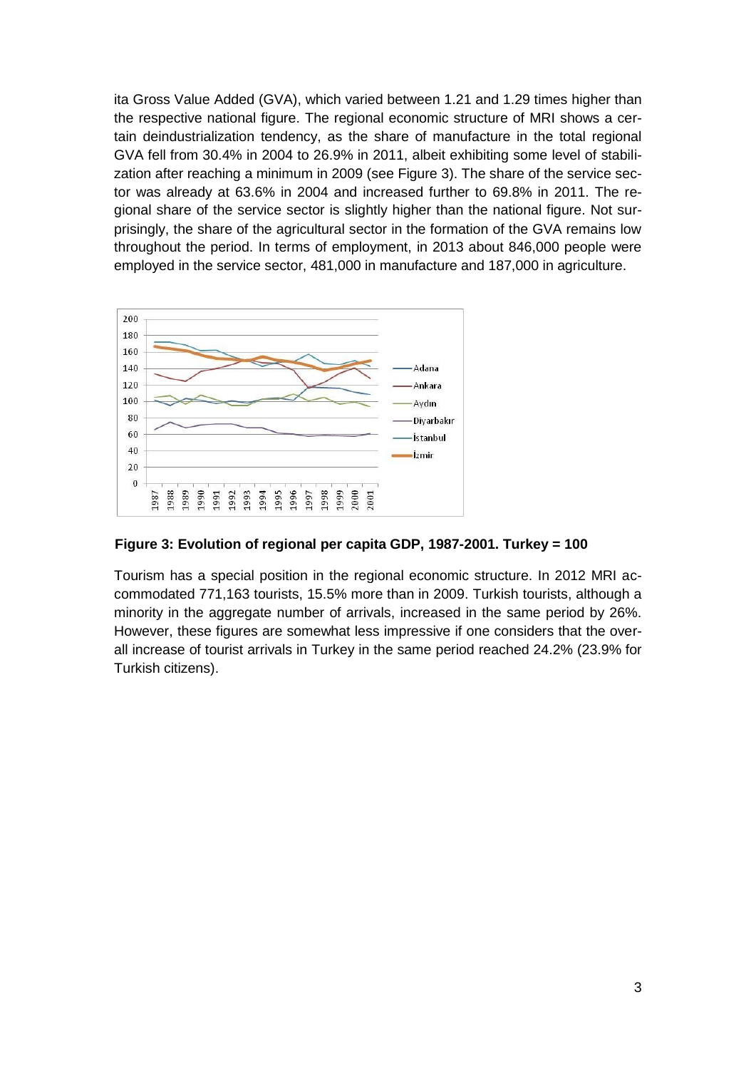ita Gross Value Added (GVA), which varied between 1.21 and 1.29 times higher than the respective national figure. The regional economic structure of MRI shows a certain deindustrialization tendency, as the share of manufacture in the total regional GVA fell from 30.4% in 2004 to 26.9% in 2011, albeit exhibiting some level of stabilization after reaching a minimum in 2009 (see Figure 3). The share of the service sector was already at 63.6% in 2004 and increased further to 69.8% in 2011. The regional share of the service sector is slightly higher than the national figure. Not surprisingly, the share of the agricultural sector in the formation of the GVA remains low throughout the period. In terms of employment, in 2013 about 846,000 people were employed in the service sector, 481,000 in manufacture and 187,000 in agriculture.

**Figure 3: Evolution of regional per capita GDP, 1987-2001. Turkey = 100**

Tourism has a special position in the regional economic structure. In 2012 MRI accommodated 771,163 tourists, 15.5% more than in 2009. Turkish tourists, although a minority in the aggregate number of arrivals, increased in the same period by 26%. However, these figures are somewhat less impressive if one considers that the overall increase of tourist arrivals in Turkey in the same period reached 24.2% (23.9% for Turkish citizens).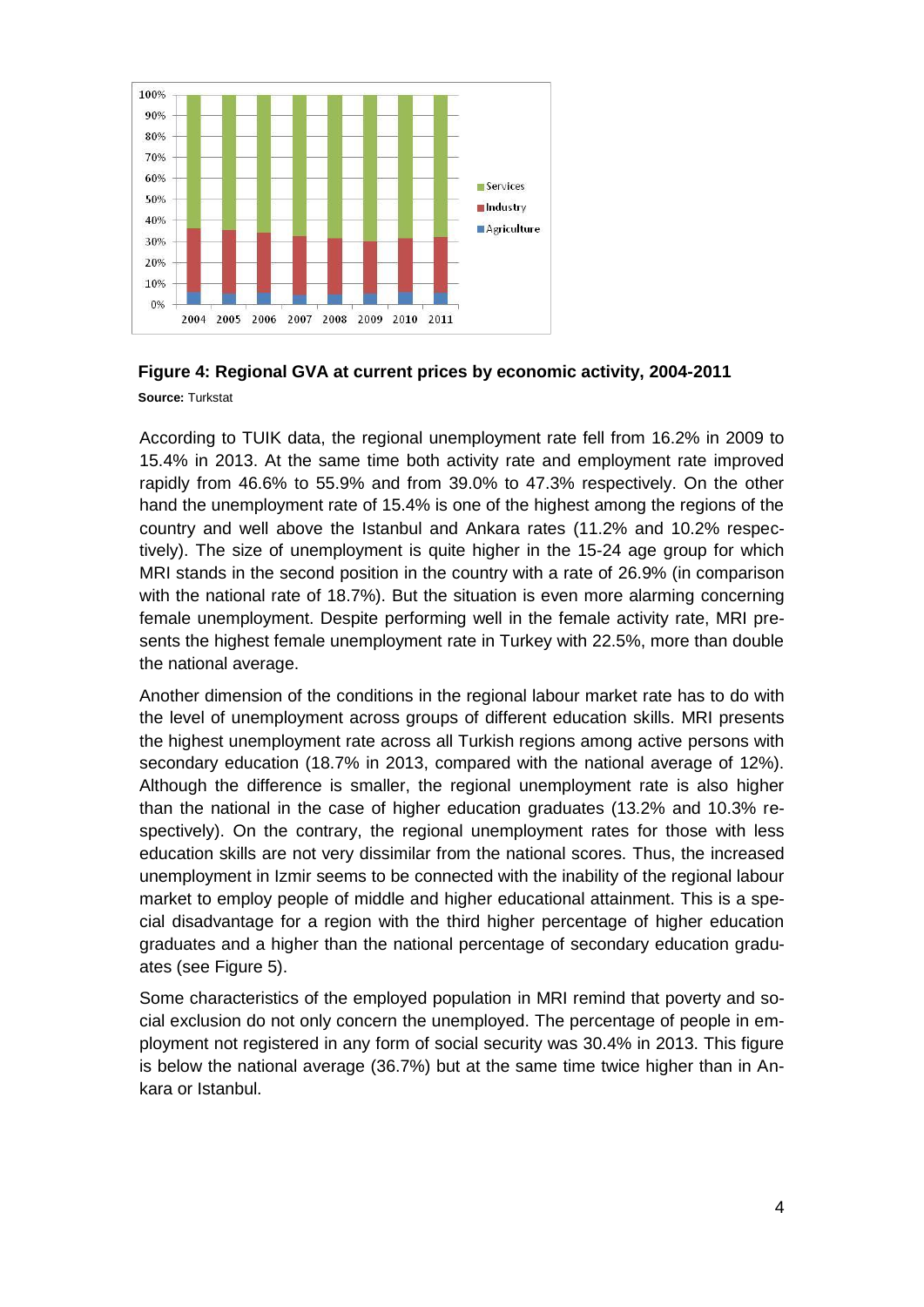**Figure 4: Regional GVA at current prices by economic activity, 2004-2011**

**Source:** Turkstat

According to TUIK data, the regional unemployment rate fell from 16.2% in 2009 to 15.4% in 2013. At the same time both activity rate and employment rate improved rapidly from 46.6% to 55.9% and from 39.0% to 47.3% respectively. On the other hand the unemployment rate of 15.4% is one of the highest among the regions of the country and well above the Istanbul and Ankara rates (11.2% and 10.2% respectively). The size of unemployment is quite higher in the 15-24 age group for which MRI stands in the second position in the country with a rate of 26.9% (in comparison with the national rate of 18.7%). But the situation is even more alarming concerning female unemployment. Despite performing well in the female activity rate, MRI presents the highest female unemployment rate in Turkey with 22.5%, more than double the national average.

Another dimension of the conditions in the regional labour market rate has to do with the level of unemployment across groups of different education skills. MRI presents the highest unemployment rate across all Turkish regions among active persons with secondary education (18.7% in 2013, compared with the national average of 12%). Although the difference is smaller, the regional unemployment rate is also higher than the national in the case of higher education graduates (13.2% and 10.3% respectively). On the contrary, the regional unemployment rates for those with less education skills are not very dissimilar from the national scores. Thus, the increased unemployment in Izmir seems to be connected with the inability of the regional labour market to employ people of middle and higher educational attainment. This is a special disadvantage for a region with the third higher percentage of higher education graduates and a higher than the national percentage of secondary education graduates (see Figure 5).

Some characteristics of the employed population in MRI remind that poverty and social exclusion do not only concern the unemployed. The percentage of people in employment not registered in any form of social security was 30.4% in 2013. This figure is below the national average (36.7%) but at the same time twice higher than in Ankara or Istanbul.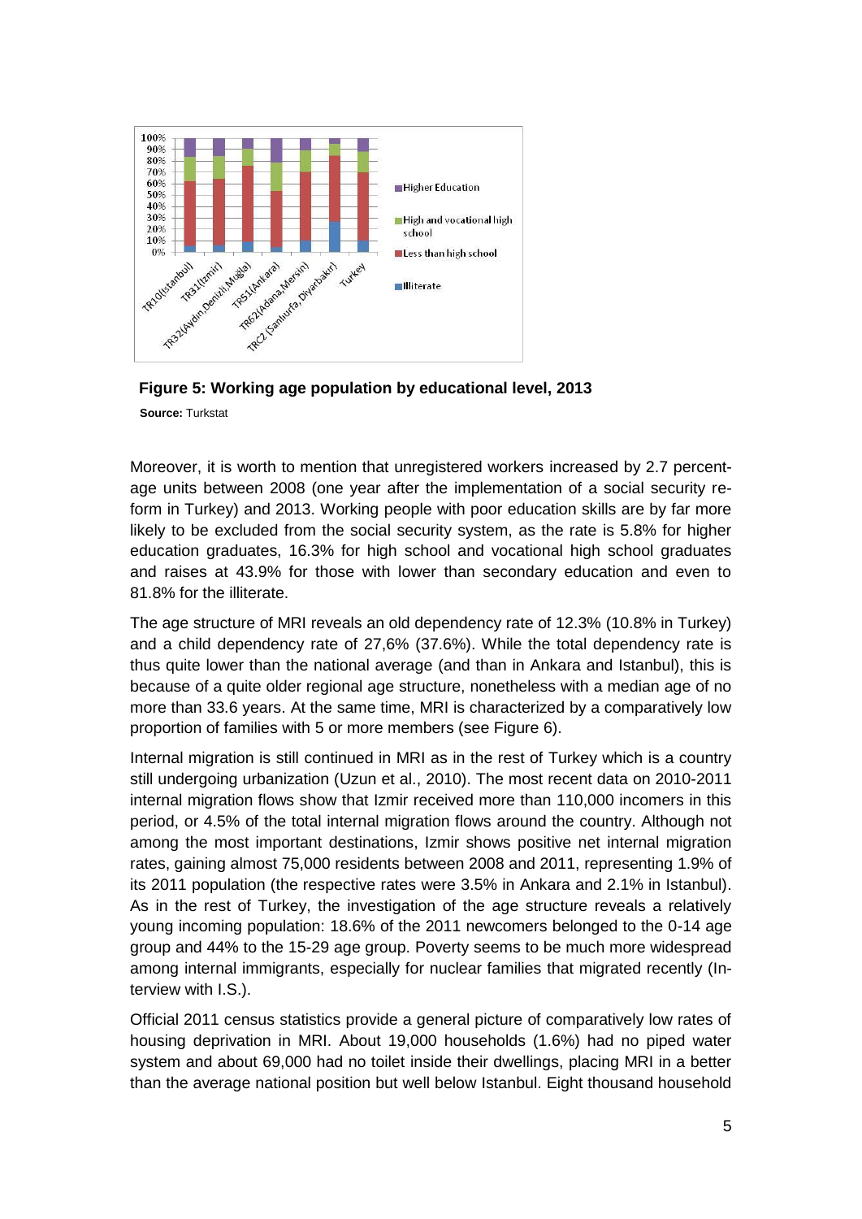**Figure 5: Working age population by educational level, 2013**

**Source:** Turkstat

Moreover, it is worth to mention that unregistered workers increased by 2.7 percentage units between 2008 (one year after the implementation of a social security reform in Turkey) and 2013. Working people with poor education skills are by far more likely to be excluded from the social security system, as the rate is 5.8% for higher education graduates, 16.3% for high school and vocational high school graduates and raises at 43.9% for those with lower than secondary education and even to 81.8% for the illiterate.

The age structure of MRI reveals an old dependency rate of 12.3% (10.8% in Turkey) and a child dependency rate of 27,6% (37.6%). While the total dependency rate is thus quite lower than the national average (and than in Ankara and Istanbul), this is because of a quite older regional age structure, nonetheless with a median age of no more than 33.6 years. At the same time, MRI is characterized by a comparatively low proportion of families with 5 or more members (see Figure 6).

Internal migration is still continued in MRI as in the rest of Turkey which is a country still undergoing urbanization (Uzun et al., 2010). The most recent data on 2010-2011 internal migration flows show that Izmir received more than 110,000 incomers in this period, or 4.5% of the total internal migration flows around the country. Although not among the most important destinations, Izmir shows positive net internal migration rates, gaining almost 75,000 residents between 2008 and 2011, representing 1.9% of its 2011 population (the respective rates were 3.5% in Ankara and 2.1% in Istanbul). As in the rest of Turkey, the investigation of the age structure reveals a relatively young incoming population: 18.6% of the 2011 newcomers belonged to the 0-14 age group and 44% to the 15-29 age group. Poverty seems to be much more widespread among internal immigrants, especially for nuclear families that migrated recently (Interview with I.S.).

Official 2011 census statistics provide a general picture of comparatively low rates of housing deprivation in MRI. About 19,000 households (1.6%) had no piped water system and about 69,000 had no toilet inside their dwellings, placing MRI in a better than the average national position but well below Istanbul. Eight thousand household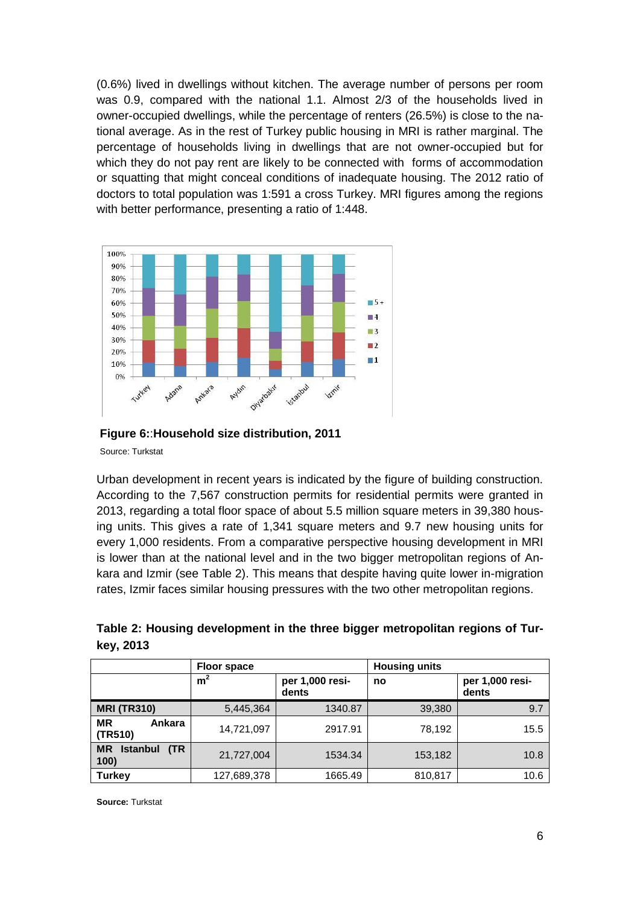(0.6%) lived in dwellings without kitchen. The average number of persons per room was 0.9, compared with the national 1.1. Almost 2/3 of the households lived in owner-occupied dwellings, while the percentage of renters (26.5%) is close to the national average. As in the rest of Turkey public housing in MRI is rather marginal. The percentage of households living in dwellings that are not owner-occupied but for which they do not pay rent are likely to be connected with forms of accommodation or squatting that might conceal conditions of inadequate housing. The 2012 ratio of doctors to total population was 1:591 a cross Turkey. MRI figures among the regions with better performance, presenting a ratio of 1:448.

**Figure 6::Household size distribution, 2011**

Source: Turkstat

Urban development in recent years is indicated by the figure of building construction. According to the 7,567 construction permits for residential permits were granted in 2013, regarding a total floor space of about 5.5 million square meters in 39,380 housing units. This gives a rate of 1,341 square meters and 9.7 new housing units for every 1,000 residents. From a comparative perspective housing development in MRI is lower than at the national level and in the two bigger metropolitan regions of Ankara and Izmir (see Table 2). This means that despite having quite lower in-migration rates, Izmir faces similar housing pressures with the two other metropolitan regions.

**Table 2: Housing development in the three bigger metropolitan regions of Turkey, 2013**

| | Floor space | | Housing units | |
|---|---|---|---|---|
| | $m^2$ | per 1,000 residents | no | per 1,000 residents |
| **MRI (TR310)** | 5,445,364 | 1340.87 | 39,380 | 9.7 |
| **MR Ankara (TR510)** | 14,721,097 | 2917.91 | 78,192 | 15.5 |
| **MR Istanbul (TR 100)** | 21,727,004 | 1534.34 | 153,182 | 10.8 |
| **Turkey** | 127,689,378 | 1665.49 | 810,817 | 10.6 |

**Source:** Turkstat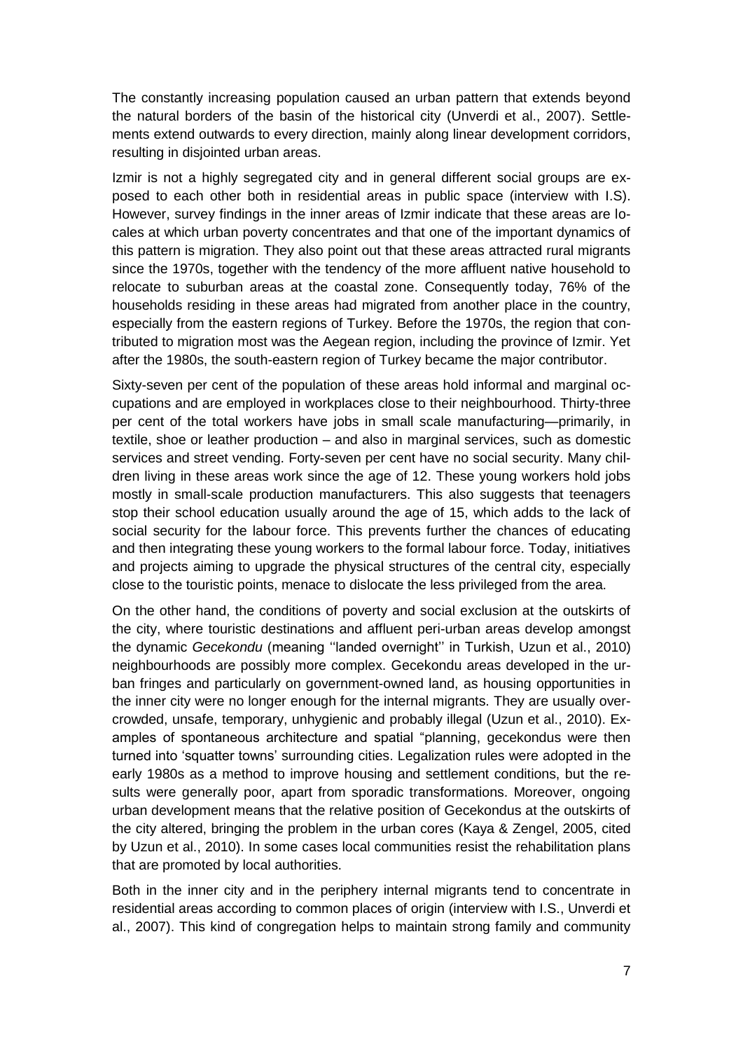The constantly increasing population caused an urban pattern that extends beyond the natural borders of the basin of the historical city (Unverdi et al., 2007). Settlements extend outwards to every direction, mainly along linear development corridors, resulting in disjointed urban areas.

Izmir is not a highly segregated city and in general different social groups are exposed to each other both in residential areas in public space (interview with I.S). However, survey findings in the inner areas of Izmir indicate that these areas are locales at which urban poverty concentrates and that one of the important dynamics of this pattern is migration. They also point out that these areas attracted rural migrants since the 1970s, together with the tendency of the more affluent native household to relocate to suburban areas at the coastal zone. Consequently today, 76% of the households residing in these areas had migrated from another place in the country, especially from the eastern regions of Turkey. Before the 1970s, the region that contributed to migration most was the Aegean region, including the province of Izmir. Yet after the 1980s, the south-eastern region of Turkey became the major contributor.

Sixty-seven per cent of the population of these areas hold informal and marginal occupations and are employed in workplaces close to their neighbourhood. Thirty-three per cent of the total workers have jobs in small scale manufacturing—primarily, in textile, shoe or leather production – and also in marginal services, such as domestic services and street vending. Forty-seven per cent have no social security. Many children living in these areas work since the age of 12. These young workers hold jobs mostly in small-scale production manufacturers. This also suggests that teenagers stop their school education usually around the age of 15, which adds to the lack of social security for the labour force. This prevents further the chances of educating and then integrating these young workers to the formal labour force. Today, initiatives and projects aiming to upgrade the physical structures of the central city, especially close to the touristic points, menace to dislocate the less privileged from the area.

On the other hand, the conditions of poverty and social exclusion at the outskirts of the city, where touristic destinations and affluent peri-urban areas develop amongst the dynamic *Gecekondu* (meaning ''landed overnight'' in Turkish, Uzun et al., 2010) neighbourhoods are possibly more complex. Gecekondu areas developed in the urban fringes and particularly on government-owned land, as housing opportunities in the inner city were no longer enough for the internal migrants. They are usually overcrowded, unsafe, temporary, unhygienic and probably illegal (Uzun et al., 2010). Examples of spontaneous architecture and spatial "planning, gecekondus were then turned into 'squatter towns' surrounding cities. Legalization rules were adopted in the early 1980s as a method to improve housing and settlement conditions, but the results were generally poor, apart from sporadic transformations. Moreover, ongoing urban development means that the relative position of Gecekondus at the outskirts of the city altered, bringing the problem in the urban cores (Kaya & Zengel, 2005, cited by Uzun et al., 2010). In some cases local communities resist the rehabilitation plans that are promoted by local authorities.

Both in the inner city and in the periphery internal migrants tend to concentrate in residential areas according to common places of origin (interview with I.S., Unverdi et al., 2007). This kind of congregation helps to maintain strong family and community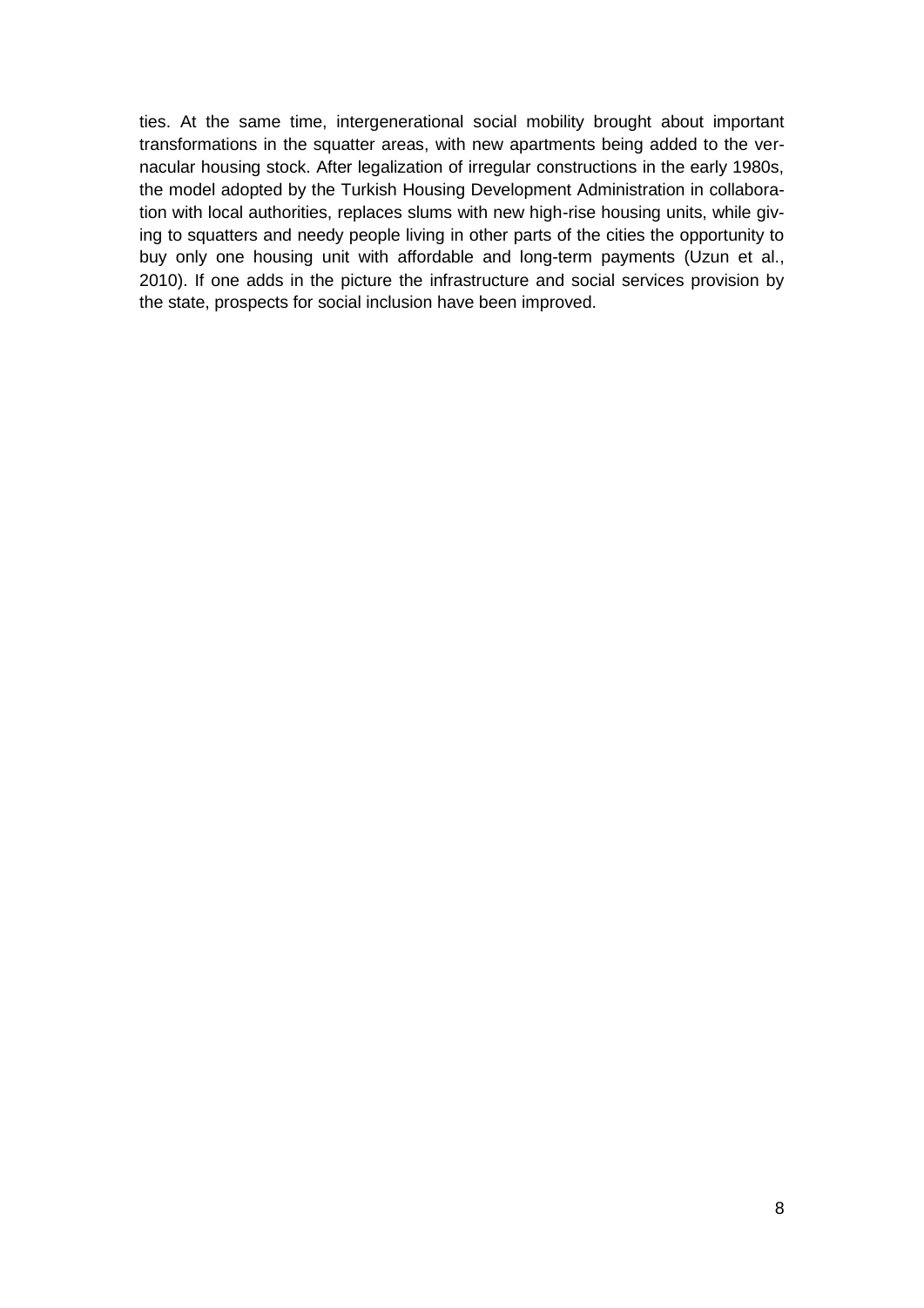ties. At the same time, intergenerational social mobility brought about important transformations in the squatter areas, with new apartments being added to the vernacular housing stock. After legalization of irregular constructions in the early 1980s, the model adopted by the Turkish Housing Development Administration in collaboration with local authorities, replaces slums with new high-rise housing units, while giving to squatters and needy people living in other parts of the cities the opportunity to buy only one housing unit with affordable and long-term payments (Uzun et al., 2010). If one adds in the picture the infrastructure and social services provision by the state, prospects for social inclusion have been improved.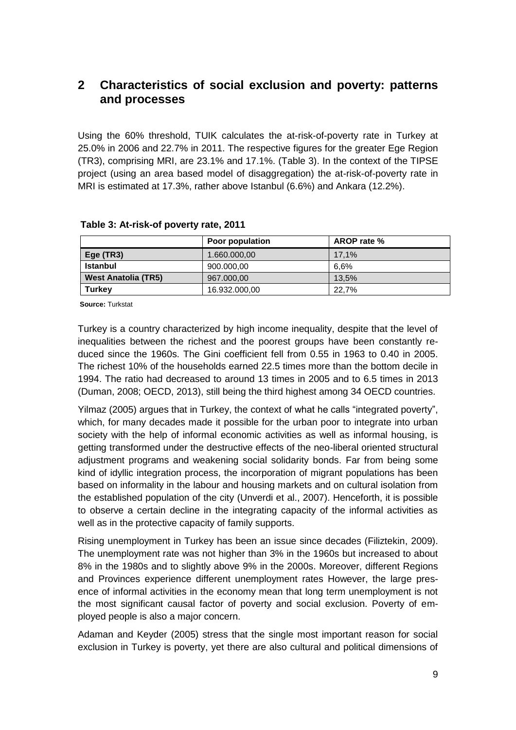## 2 Characteristics of social exclusion and poverty: patterns and processes

Using the 60% threshold, TUIK calculates the at-risk-of-poverty rate in Turkey at 25.0% in 2006 and 22.7% in 2011. The respective figures for the greater Ege Region (TR3), comprising MRI, are 23.1% and 17.1%. (Table 3). In the context of the TIPSE project (using an area based model of disaggregation) the at-risk-of-poverty rate in MRI is estimated at 17.3%, rather above Istanbul (6.6%) and Ankara (12.2%).

**Table 3: At-risk-of poverty rate, 2011**

| | Poor population | AROP rate % |
|---|---|---|
| **Ege (TR3)** | 1.660.000,00 | 17,1% |
| **Istanbul** | 900.000,00 | 6,6% |
| **West Anatolia (TR5)** | 967.000,00 | 13,5% |
| **Turkey** | 16.932.000,00 | 22,7% |

**Source:** Turkstat

Turkey is a country characterized by high income inequality, despite that the level of inequalities between the richest and the poorest groups have been constantly reduced since the 1960s. The Gini coefficient fell from 0.55 in 1963 to 0.40 in 2005. The richest 10% of the households earned 22.5 times more than the bottom decile in 1994. The ratio had decreased to around 13 times in 2005 and to 6.5 times in 2013 (Duman, 2008; OECD, 2013), still being the third highest among 34 OECD countries.

Yilmaz (2005) argues that in Turkey, the context of what he calls "integrated poverty", which, for many decades made it possible for the urban poor to integrate into urban society with the help of informal economic activities as well as informal housing, is getting transformed under the destructive effects of the neo-liberal oriented structural adjustment programs and weakening social solidarity bonds. Far from being some kind of idyllic integration process, the incorporation of migrant populations has been based on informality in the labour and housing markets and on cultural isolation from the established population of the city (Unverdi et al., 2007). Henceforth, it is possible to observe a certain decline in the integrating capacity of the informal activities as well as in the protective capacity of family supports.

Rising unemployment in Turkey has been an issue since decades (Filiztekin, 2009). The unemployment rate was not higher than 3% in the 1960s but increased to about 8% in the 1980s and to slightly above 9% in the 2000s. Moreover, different Regions and Provinces experience different unemployment rates However, the large presence of informal activities in the economy mean that long term unemployment is not the most significant causal factor of poverty and social exclusion. Poverty of employed people is also a major concern.

Adaman and Keyder (2005) stress that the single most important reason for social exclusion in Turkey is poverty, yet there are also cultural and political dimensions of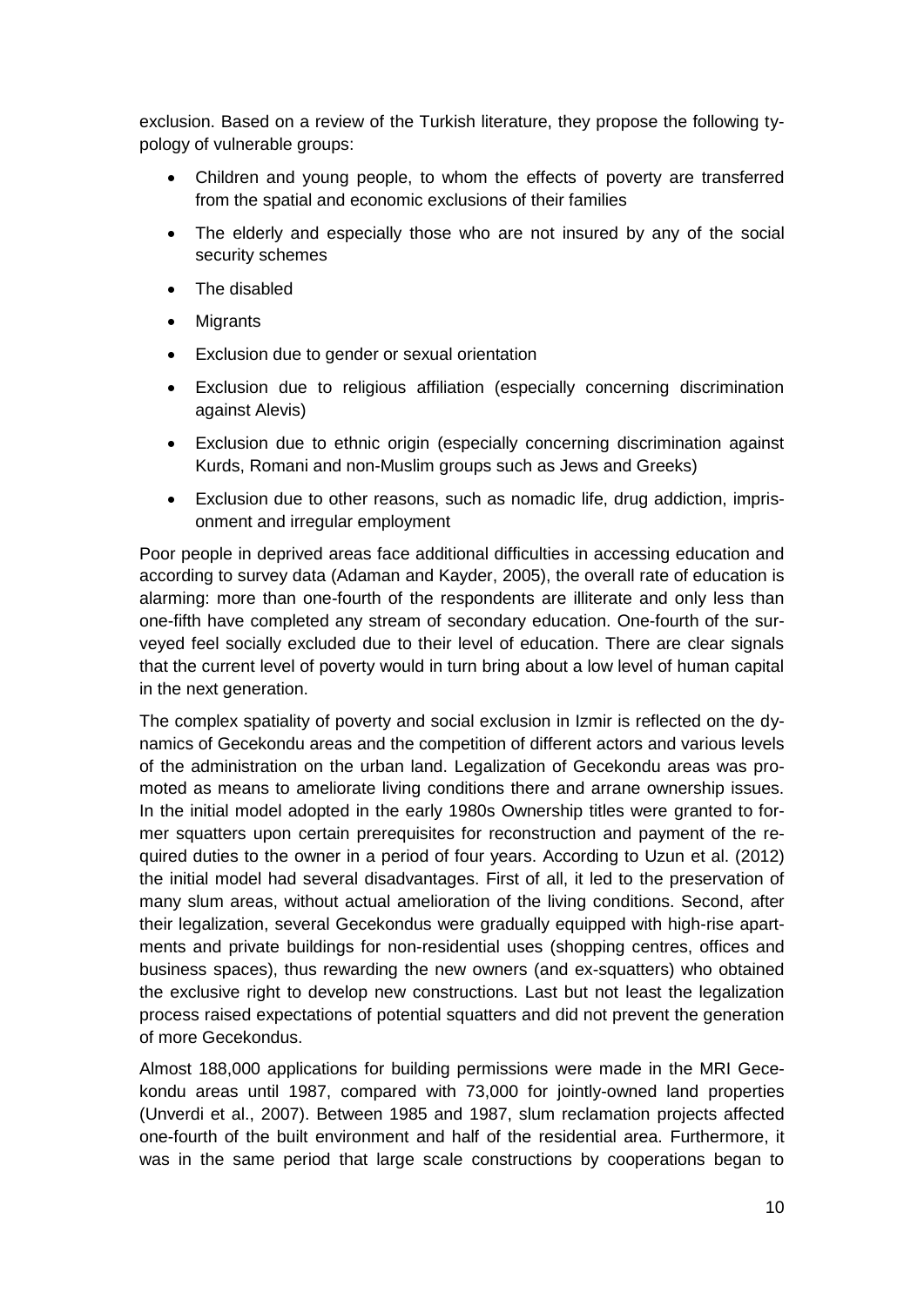exclusion. Based on a review of the Turkish literature, they propose the following typology of vulnerable groups:

- Children and young people, to whom the effects of poverty are transferred from the spatial and economic exclusions of their families
- The elderly and especially those who are not insured by any of the social security schemes
- The disabled
- Migrants
- Exclusion due to gender or sexual orientation
- Exclusion due to religious affiliation (especially concerning discrimination against Alevis)
- Exclusion due to ethnic origin (especially concerning discrimination against Kurds, Romani and non-Muslim groups such as Jews and Greeks)
- Exclusion due to other reasons, such as nomadic life, drug addiction, imprisonment and irregular employment

Poor people in deprived areas face additional difficulties in accessing education and according to survey data (Adaman and Kayder, 2005), the overall rate of education is alarming: more than one-fourth of the respondents are illiterate and only less than one-fifth have completed any stream of secondary education. One-fourth of the surveyed feel socially excluded due to their level of education. There are clear signals that the current level of poverty would in turn bring about a low level of human capital in the next generation.

The complex spatiality of poverty and social exclusion in Izmir is reflected on the dynamics of Gecekondu areas and the competition of different actors and various levels of the administration on the urban land. Legalization of Gecekondu areas was promoted as means to ameliorate living conditions there and arrane ownership issues. In the initial model adopted in the early 1980s Ownership titles were granted to former squatters upon certain prerequisites for reconstruction and payment of the required duties to the owner in a period of four years. According to Uzun et al. (2012) the initial model had several disadvantages. First of all, it led to the preservation of many slum areas, without actual amelioration of the living conditions. Second, after their legalization, several Gecekondus were gradually equipped with high-rise apartments and private buildings for non-residential uses (shopping centres, offices and business spaces), thus rewarding the new owners (and ex-squatters) who obtained the exclusive right to develop new constructions. Last but not least the legalization process raised expectations of potential squatters and did not prevent the generation of more Gecekondus.

Almost 188,000 applications for building permissions were made in the MRI Gecekondu areas until 1987, compared with 73,000 for jointly-owned land properties (Unverdi et al., 2007). Between 1985 and 1987, slum reclamation projects affected one-fourth of the built environment and half of the residential area. Furthermore, it was in the same period that large scale constructions by cooperations began to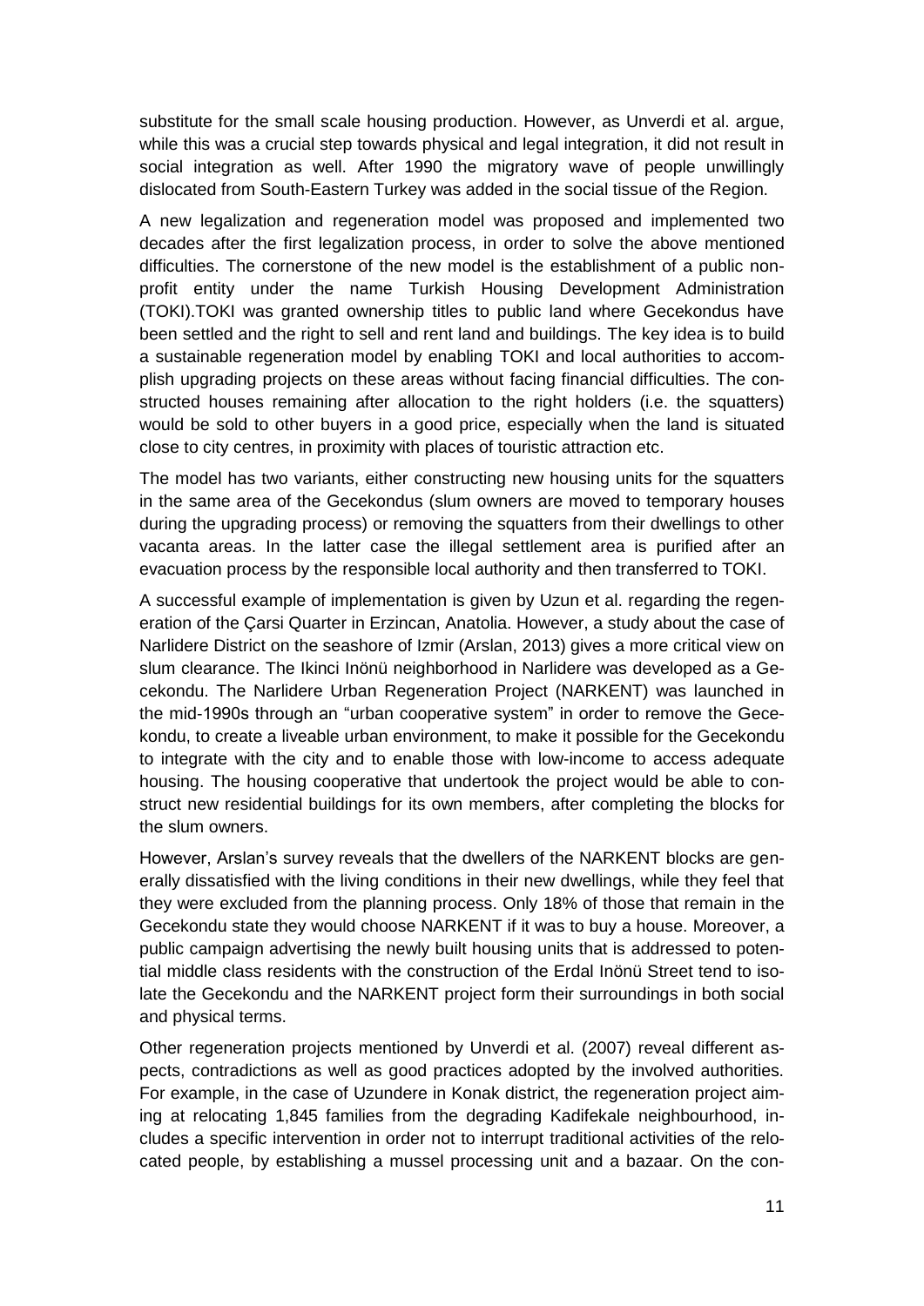substitute for the small scale housing production. However, as Unverdi et al. argue, while this was a crucial step towards physical and legal integration, it did not result in social integration as well. After 1990 the migratory wave of people unwillingly dislocated from South-Eastern Turkey was added in the social tissue of the Region.

A new legalization and regeneration model was proposed and implemented two decades after the first legalization process, in order to solve the above mentioned difficulties. The cornerstone of the new model is the establishment of a public non-profit entity under the name Turkish Housing Development Administration (TOKI).TOKI was granted ownership titles to public land where Gecekondus have been settled and the right to sell and rent land and buildings. The key idea is to build a sustainable regeneration model by enabling TOKI and local authorities to accomplish upgrading projects on these areas without facing financial difficulties. The constructed houses remaining after allocation to the right holders (i.e. the squatters) would be sold to other buyers in a good price, especially when the land is situated close to city centres, in proximity with places of touristic attraction etc.

The model has two variants, either constructing new housing units for the squatters in the same area of the Gecekondus (slum owners are moved to temporary houses during the upgrading process) or removing the squatters from their dwellings to other vacanta areas. In the latter case the illegal settlement area is purified after an evacuation process by the responsible local authority and then transferred to TOKI.

A successful example of implementation is given by Uzun et al. regarding the regeneration of the Çarsi Quarter in Erzincan, Anatolia. However, a study about the case of Narlidere District on the seashore of Izmir (Arslan, 2013) gives a more critical view on slum clearance. The Ikinci Inönü neighborhood in Narlidere was developed as a Gecekondu. The Narlidere Urban Regeneration Project (NARKENT) was launched in the mid-1990s through an "urban cooperative system" in order to remove the Gecekondu, to create a liveable urban environment, to make it possible for the Gecekondu to integrate with the city and to enable those with low-income to access adequate housing. The housing cooperative that undertook the project would be able to construct new residential buildings for its own members, after completing the blocks for the slum owners.

However, Arslan's survey reveals that the dwellers of the NARKENT blocks are generally dissatisfied with the living conditions in their new dwellings, while they feel that they were excluded from the planning process. Only 18% of those that remain in the Gecekondu state they would choose NARKENT if it was to buy a house. Moreover, a public campaign advertising the newly built housing units that is addressed to potential middle class residents with the construction of the Erdal Inönü Street tend to isolate the Gecekondu and the NARKENT project form their surroundings in both social and physical terms.

Other regeneration projects mentioned by Unverdi et al. (2007) reveal different aspects, contradictions as well as good practices adopted by the involved authorities. For example, in the case of Uzundere in Konak district, the regeneration project aiming at relocating 1,845 families from the degrading Kadifekale neighbourhood, includes a specific intervention in order not to interrupt traditional activities of the relocated people, by establishing a mussel processing unit and a bazaar. On the con-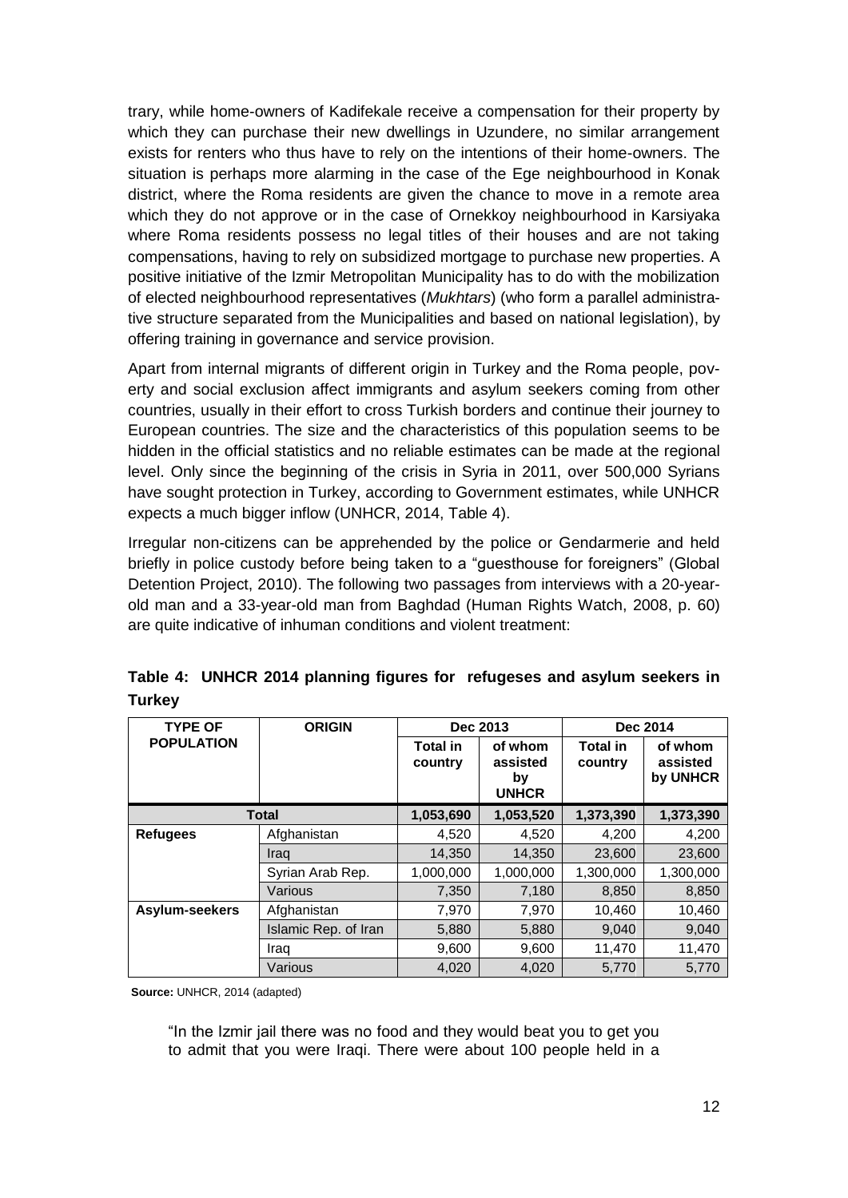trary, while home-owners of Kadifekale receive a compensation for their property by which they can purchase their new dwellings in Uzundere, no similar arrangement exists for renters who thus have to rely on the intentions of their home-owners. The situation is perhaps more alarming in the case of the Ege neighbourhood in Konak district, where the Roma residents are given the chance to move in a remote area which they do not approve or in the case of Ornekkoy neighbourhood in Karsiyaka where Roma residents possess no legal titles of their houses and are not taking compensations, having to rely on subsidized mortgage to purchase new properties. A positive initiative of the Izmir Metropolitan Municipality has to do with the mobilization of elected neighbourhood representatives (*Mukhtars*) (who form a parallel administrative structure separated from the Municipalities and based on national legislation), by offering training in governance and service provision.

Apart from internal migrants of different origin in Turkey and the Roma people, poverty and social exclusion affect immigrants and asylum seekers coming from other countries, usually in their effort to cross Turkish borders and continue their journey to European countries. The size and the characteristics of this population seems to be hidden in the official statistics and no reliable estimates can be made at the regional level. Only since the beginning of the crisis in Syria in 2011, over 500,000 Syrians have sought protection in Turkey, according to Government estimates, while UNHCR expects a much bigger inflow (UNHCR, 2014, Table 4).

Irregular non-citizens can be apprehended by the police or Gendarmerie and held briefly in police custody before being taken to a "guesthouse for foreigners" (Global Detention Project, 2010). The following two passages from interviews with a 20-year-old man and a 33-year-old man from Baghdad (Human Rights Watch, 2008, p. 60) are quite indicative of inhuman conditions and violent treatment:

**Table 4: UNHCR 2014 planning figures for refugeses and asylum seekers in Turkey**

| TYPE OF POPULATION | ORIGIN | Dec 2013 | | Dec 2014 | |
|---|---|---|---|---|---|
| | | Total in country | of whom assisted by UNHCR | Total in country | of whom assisted by UNHCR |
| **Total** | | **1,053,690** | **1,053,520** | **1,373,390** | **1,373,390** |
| **Refugees** | Afghanistan | 4,520 | 4,520 | 4,200 | 4,200 |
| | Iraq | 14,350 | 14,350 | 23,600 | 23,600 |
| | Syrian Arab Rep. | 1,000,000 | 1,000,000 | 1,300,000 | 1,300,000 |
| | Various | 7,350 | 7,180 | 8,850 | 8,850 |
| **Asylum-seekers** | Afghanistan | 7,970 | 7,970 | 10,460 | 10,460 |
| | Islamic Rep. of Iran | 5,880 | 5,880 | 9,040 | 9,040 |
| | Iraq | 9,600 | 9,600 | 11,470 | 11,470 |
| | Various | 4,020 | 4,020 | 5,770 | 5,770 |

**Source:** UNHCR, 2014 (adapted)

> "In the Izmir jail there was no food and they would beat you to get you to admit that you were Iraqi. There were about 100 people held in a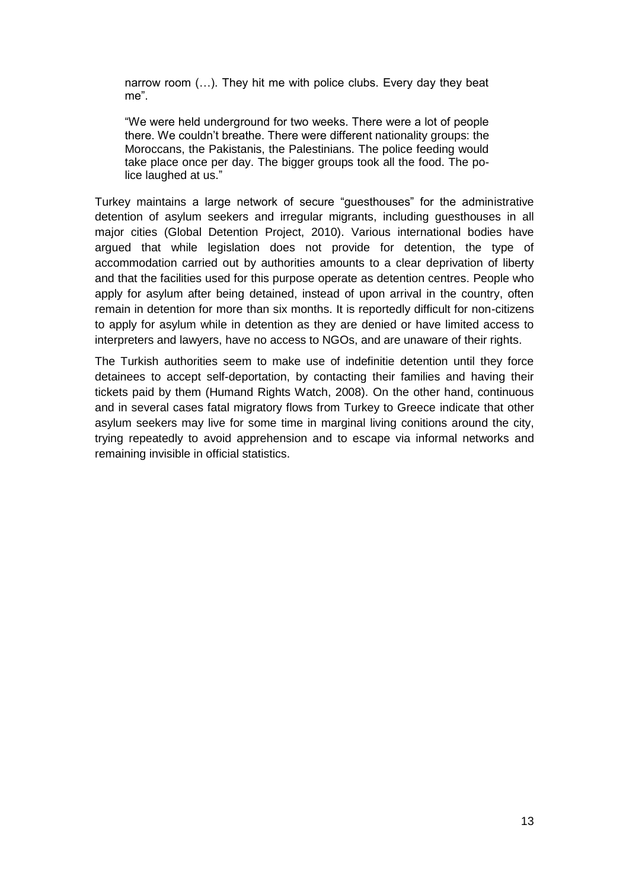> narrow room (…). They hit me with police clubs. Every day they beat me".
>
> "We were held underground for two weeks. There were a lot of people there. We couldn't breathe. There were different nationality groups: the Moroccans, the Pakistanis, the Palestinians. The police feeding would take place once per day. The bigger groups took all the food. The police laughed at us."

Turkey maintains a large network of secure "guesthouses" for the administrative detention of asylum seekers and irregular migrants, including guesthouses in all major cities (Global Detention Project, 2010). Various international bodies have argued that while legislation does not provide for detention, the type of accommodation carried out by authorities amounts to a clear deprivation of liberty and that the facilities used for this purpose operate as detention centres. People who apply for asylum after being detained, instead of upon arrival in the country, often remain in detention for more than six months. It is reportedly difficult for non-citizens to apply for asylum while in detention as they are denied or have limited access to interpreters and lawyers, have no access to NGOs, and are unaware of their rights.

The Turkish authorities seem to make use of indefinitie detention until they force detainees to accept self-deportation, by contacting their families and having their tickets paid by them (Humand Rights Watch, 2008). On the other hand, continuous and in several cases fatal migratory flows from Turkey to Greece indicate that other asylum seekers may live for some time in marginal living conitions around the city, trying repeatedly to avoid apprehension and to escape via informal networks and remaining invisible in official statistics.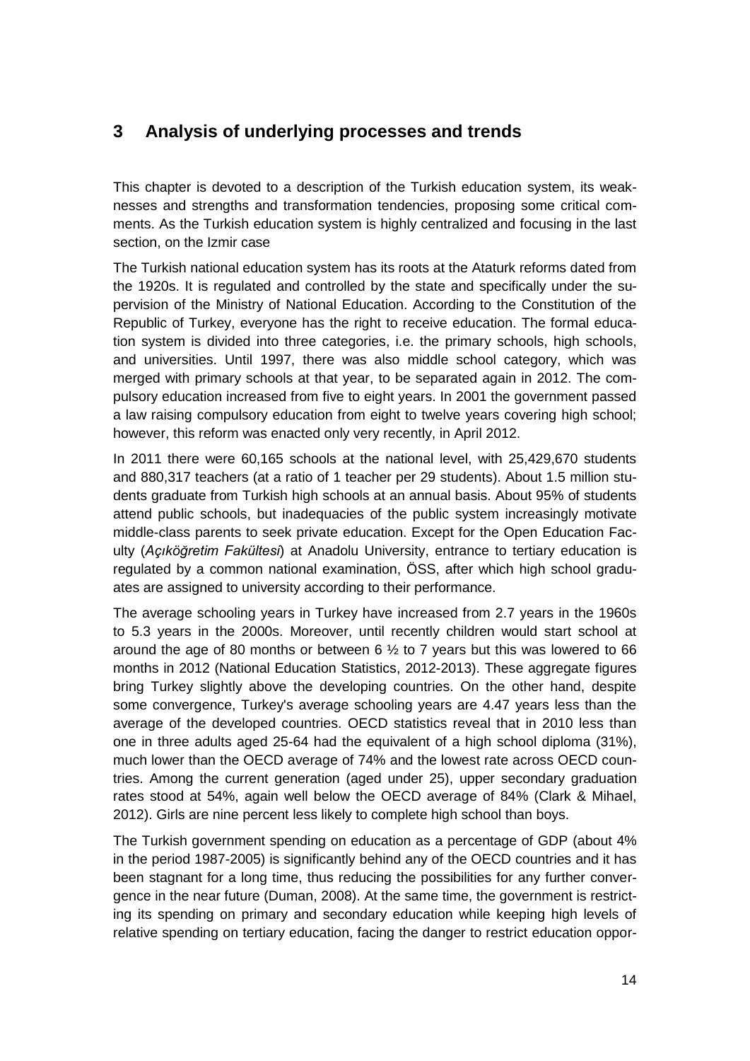# 3 Analysis of underlying processes and trends

This chapter is devoted to a description of the Turkish education system, its weaknesses and strengths and transformation tendencies, proposing some critical comments. As the Turkish education system is highly centralized and focusing in the last section, on the Izmir case

The Turkish national education system has its roots at the Ataturk reforms dated from the 1920s. It is regulated and controlled by the state and specifically under the supervision of the Ministry of National Education. According to the Constitution of the Republic of Turkey, everyone has the right to receive education. The formal education system is divided into three categories, i.e. the primary schools, high schools, and universities. Until 1997, there was also middle school category, which was merged with primary schools at that year, to be separated again in 2012. The compulsory education increased from five to eight years. In 2001 the government passed a law raising compulsory education from eight to twelve years covering high school; however, this reform was enacted only very recently, in April 2012.

In 2011 there were 60,165 schools at the national level, with 25,429,670 students and 880,317 teachers (at a ratio of 1 teacher per 29 students). About 1.5 million students graduate from Turkish high schools at an annual basis. About 95% of students attend public schools, but inadequacies of the public system increasingly motivate middle-class parents to seek private education. Except for the Open Education Faculty (*Açıköğretim Fakültesi*) at Anadolu University, entrance to tertiary education is regulated by a common national examination, ÖSS, after which high school graduates are assigned to university according to their performance.

The average schooling years in Turkey have increased from 2.7 years in the 1960s to 5.3 years in the 2000s. Moreover, until recently children would start school at around the age of 80 months or between 6 ½ to 7 years but this was lowered to 66 months in 2012 (National Education Statistics, 2012-2013). These aggregate figures bring Turkey slightly above the developing countries. On the other hand, despite some convergence, Turkey's average schooling years are 4.47 years less than the average of the developed countries. OECD statistics reveal that in 2010 less than one in three adults aged 25-64 had the equivalent of a high school diploma (31%), much lower than the OECD average of 74% and the lowest rate across OECD countries. Among the current generation (aged under 25), upper secondary graduation rates stood at 54%, again well below the OECD average of 84% (Clark & Mihael, 2012). Girls are nine percent less likely to complete high school than boys.

The Turkish government spending on education as a percentage of GDP (about 4% in the period 1987-2005) is significantly behind any of the OECD countries and it has been stagnant for a long time, thus reducing the possibilities for any further convergence in the near future (Duman, 2008). At the same time, the government is restricting its spending on primary and secondary education while keeping high levels of relative spending on tertiary education, facing the danger to restrict education oppor-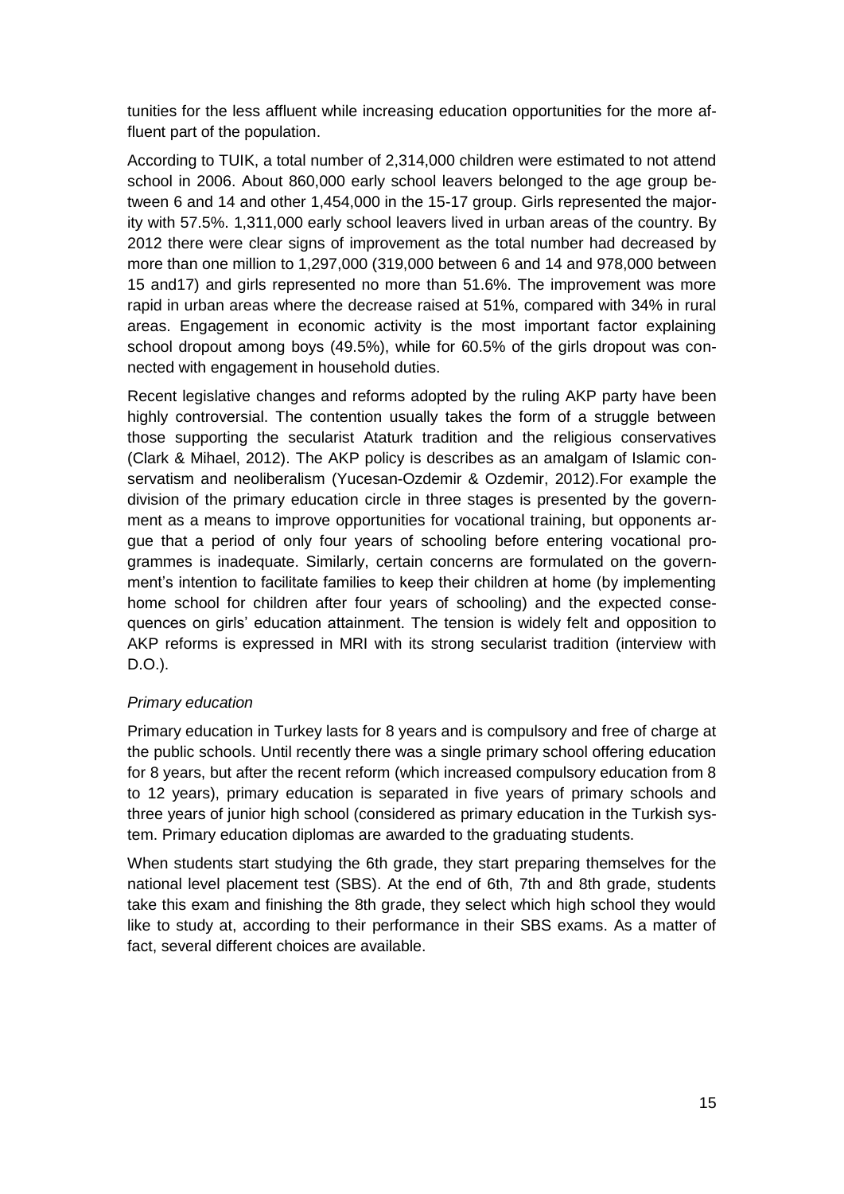tunities for the less affluent while increasing education opportunities for the more affluent part of the population.

According to TUIK, a total number of 2,314,000 children were estimated to not attend school in 2006. About 860,000 early school leavers belonged to the age group between 6 and 14 and other 1,454,000 in the 15-17 group. Girls represented the majority with 57.5%. 1,311,000 early school leavers lived in urban areas of the country. By 2012 there were clear signs of improvement as the total number had decreased by more than one million to 1,297,000 (319,000 between 6 and 14 and 978,000 between 15 and17) and girls represented no more than 51.6%. The improvement was more rapid in urban areas where the decrease raised at 51%, compared with 34% in rural areas. Engagement in economic activity is the most important factor explaining school dropout among boys (49.5%), while for 60.5% of the girls dropout was connected with engagement in household duties.

Recent legislative changes and reforms adopted by the ruling AKP party have been highly controversial. The contention usually takes the form of a struggle between those supporting the secularist Ataturk tradition and the religious conservatives (Clark & Mihael, 2012). The AKP policy is describes as an amalgam of Islamic conservatism and neoliberalism (Yucesan-Ozdemir & Ozdemir, 2012).For example the division of the primary education circle in three stages is presented by the government as a means to improve opportunities for vocational training, but opponents argue that a period of only four years of schooling before entering vocational programmes is inadequate. Similarly, certain concerns are formulated on the government's intention to facilitate families to keep their children at home (by implementing home school for children after four years of schooling) and the expected consequences on girls' education attainment. The tension is widely felt and opposition to AKP reforms is expressed in MRI with its strong secularist tradition (interview with D.O.).

*Primary education*

Primary education in Turkey lasts for 8 years and is compulsory and free of charge at the public schools. Until recently there was a single primary school offering education for 8 years, but after the recent reform (which increased compulsory education from 8 to 12 years), primary education is separated in five years of primary schools and three years of junior high school (considered as primary education in the Turkish system. Primary education diplomas are awarded to the graduating students.

When students start studying the 6th grade, they start preparing themselves for the national level placement test (SBS). At the end of 6th, 7th and 8th grade, students take this exam and finishing the 8th grade, they select which high school they would like to study at, according to their performance in their SBS exams. As a matter of fact, several different choices are available.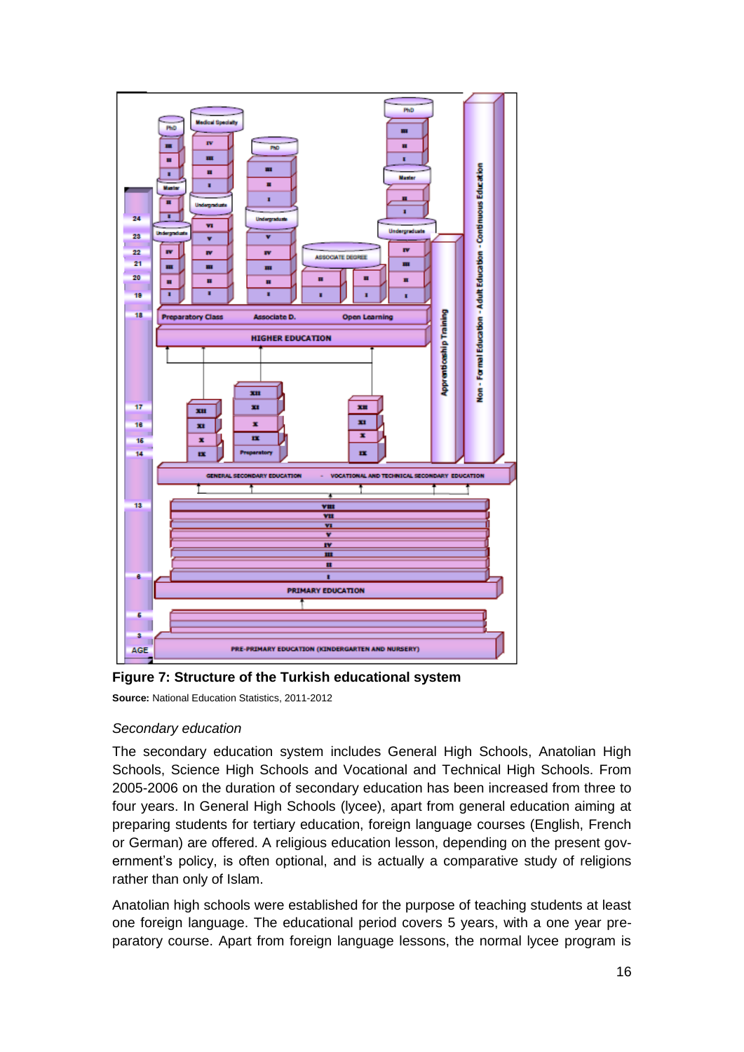**Figure 7: Structure of the Turkish educational system**

**Source:** National Education Statistics, 2011-2012

*Secondary education*

The secondary education system includes General High Schools, Anatolian High Schools, Science High Schools and Vocational and Technical High Schools. From 2005-2006 on the duration of secondary education has been increased from three to four years. In General High Schools (lycee), apart from general education aiming at preparing students for tertiary education, foreign language courses (English, French or German) are offered. A religious education lesson, depending on the present government's policy, is often optional, and is actually a comparative study of religions rather than only of Islam.

Anatolian high schools were established for the purpose of teaching students at least one foreign language. The educational period covers 5 years, with a one year preparatory course. Apart from foreign language lessons, the normal lycee program is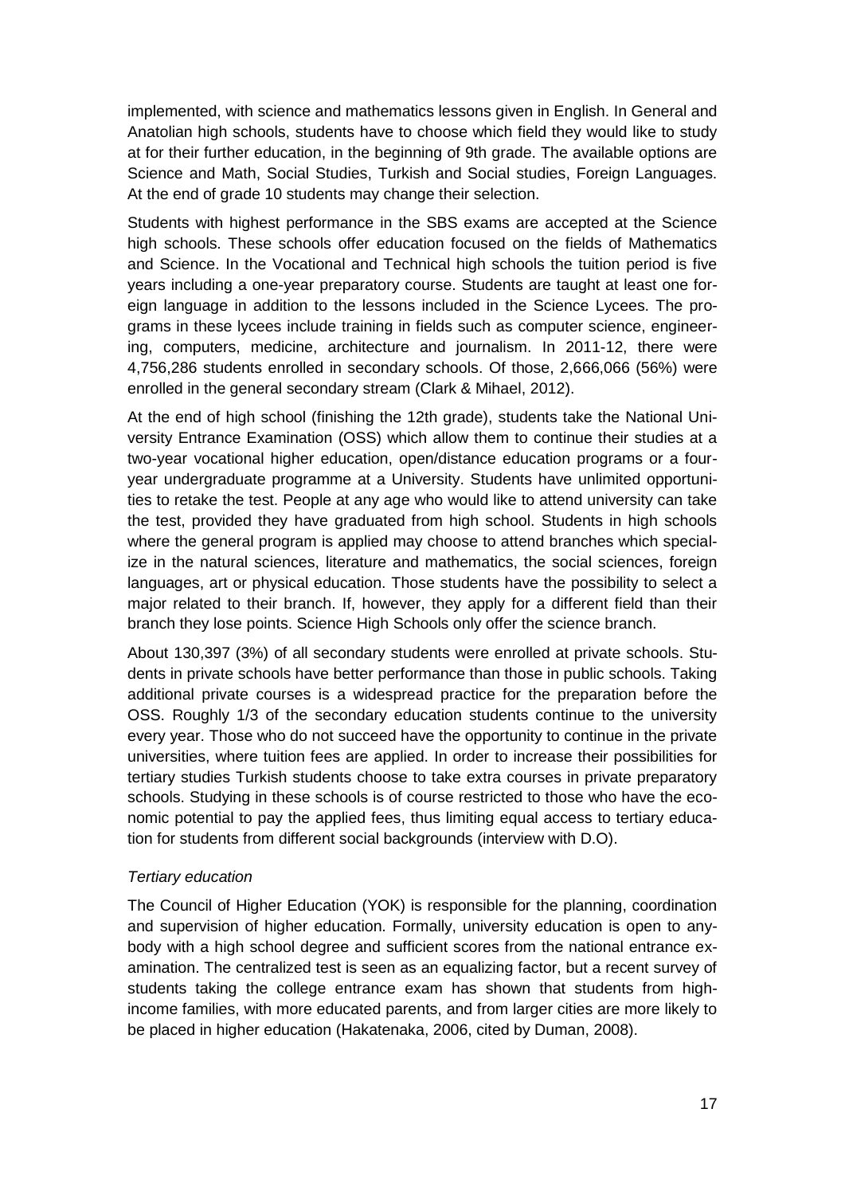implemented, with science and mathematics lessons given in English. In General and Anatolian high schools, students have to choose which field they would like to study at for their further education, in the beginning of 9th grade. The available options are Science and Math, Social Studies, Turkish and Social studies, Foreign Languages. At the end of grade 10 students may change their selection.

Students with highest performance in the SBS exams are accepted at the Science high schools. These schools offer education focused on the fields of Mathematics and Science. In the Vocational and Technical high schools the tuition period is five years including a one-year preparatory course. Students are taught at least one foreign language in addition to the lessons included in the Science Lycees. The programs in these lycees include training in fields such as computer science, engineering, computers, medicine, architecture and journalism. In 2011-12, there were 4,756,286 students enrolled in secondary schools. Of those, 2,666,066 (56%) were enrolled in the general secondary stream (Clark & Mihael, 2012).

At the end of high school (finishing the 12th grade), students take the National University Entrance Examination (OSS) which allow them to continue their studies at a two-year vocational higher education, open/distance education programs or a four-year undergraduate programme at a University. Students have unlimited opportunities to retake the test. People at any age who would like to attend university can take the test, provided they have graduated from high school. Students in high schools where the general program is applied may choose to attend branches which specialize in the natural sciences, literature and mathematics, the social sciences, foreign languages, art or physical education. Those students have the possibility to select a major related to their branch. If, however, they apply for a different field than their branch they lose points. Science High Schools only offer the science branch.

About 130,397 (3%) of all secondary students were enrolled at private schools. Students in private schools have better performance than those in public schools. Taking additional private courses is a widespread practice for the preparation before the OSS. Roughly 1/3 of the secondary education students continue to the university every year. Those who do not succeed have the opportunity to continue in the private universities, where tuition fees are applied. In order to increase their possibilities for tertiary studies Turkish students choose to take extra courses in private preparatory schools. Studying in these schools is of course restricted to those who have the economic potential to pay the applied fees, thus limiting equal access to tertiary education for students from different social backgrounds (interview with D.O).

*Tertiary education*

The Council of Higher Education (YOK) is responsible for the planning, coordination and supervision of higher education. Formally, university education is open to anybody with a high school degree and sufficient scores from the national entrance examination. The centralized test is seen as an equalizing factor, but a recent survey of students taking the college entrance exam has shown that students from high-income families, with more educated parents, and from larger cities are more likely to be placed in higher education (Hakatenaka, 2006, cited by Duman, 2008).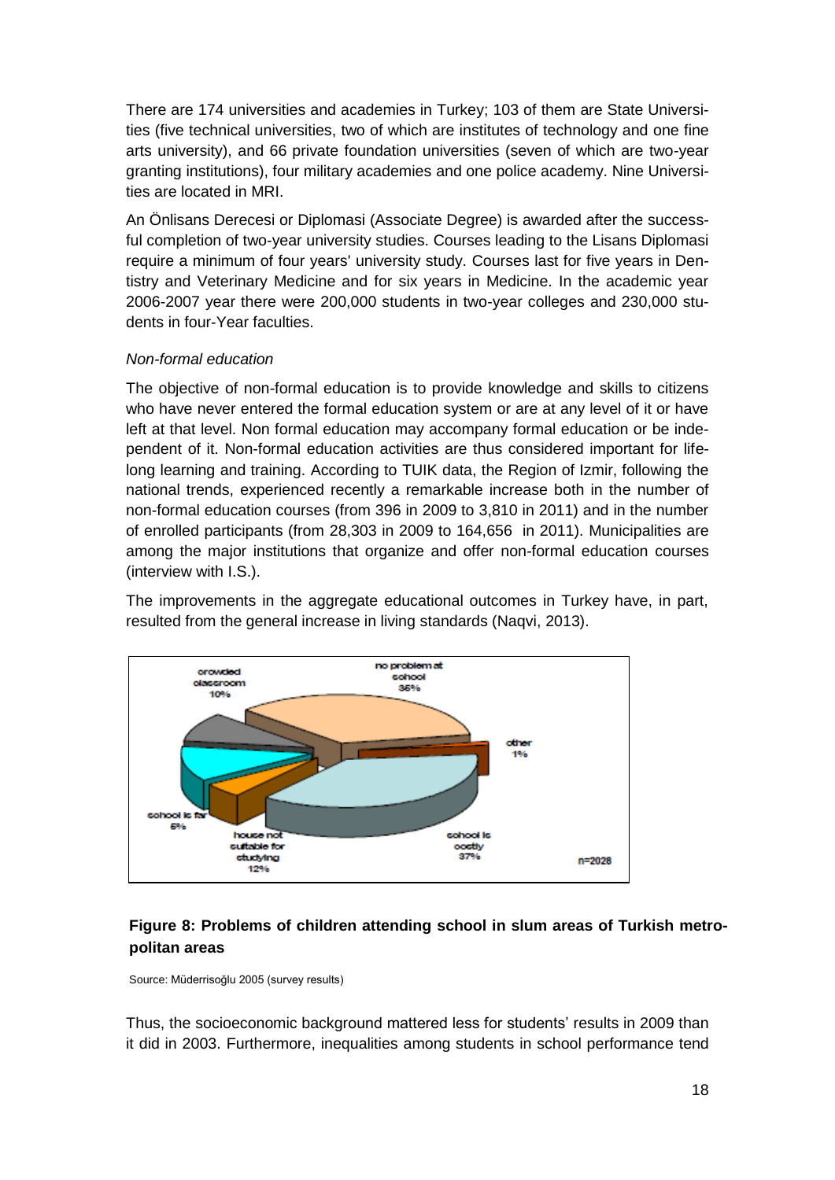There are 174 universities and academies in Turkey; 103 of them are State Universities (five technical universities, two of which are institutes of technology and one fine arts university), and 66 private foundation universities (seven of which are two-year granting institutions), four military academies and one police academy. Nine Universities are located in MRI.

An Önlisans Derecesi or Diplomasi (Associate Degree) is awarded after the successful completion of two-year university studies. Courses leading to the Lisans Diplomasi require a minimum of four years' university study. Courses last for five years in Dentistry and Veterinary Medicine and for six years in Medicine. In the academic year 2006-2007 year there were 200,000 students in two-year colleges and 230,000 students in four-Year faculties.

*Non-formal education*

The objective of non-formal education is to provide knowledge and skills to citizens who have never entered the formal education system or are at any level of it or have left at that level. Non formal education may accompany formal education or be independent of it. Non-formal education activities are thus considered important for lifelong learning and training. According to TUIK data, the Region of Izmir, following the national trends, experienced recently a remarkable increase both in the number of non-formal education courses (from 396 in 2009 to 3,810 in 2011) and in the number of enrolled participants (from 28,303 in 2009 to 164,656 in 2011). Municipalities are among the major institutions that organize and offer non-formal education courses (interview with I.S.).

The improvements in the aggregate educational outcomes in Turkey have, in part, resulted from the general increase in living standards (Naqvi, 2013).

crowded classroom 10%; no problem at school 35%; other 1%; school is costly 37%; house not suitable for studying 12%; school is far 5%; n=2028

**Figure 8: Problems of children attending school in slum areas of Turkish metropolitan areas**

Source: Müderrisoğlu 2005 (survey results)

Thus, the socioeconomic background mattered less for students' results in 2009 than it did in 2003. Furthermore, inequalities among students in school performance tend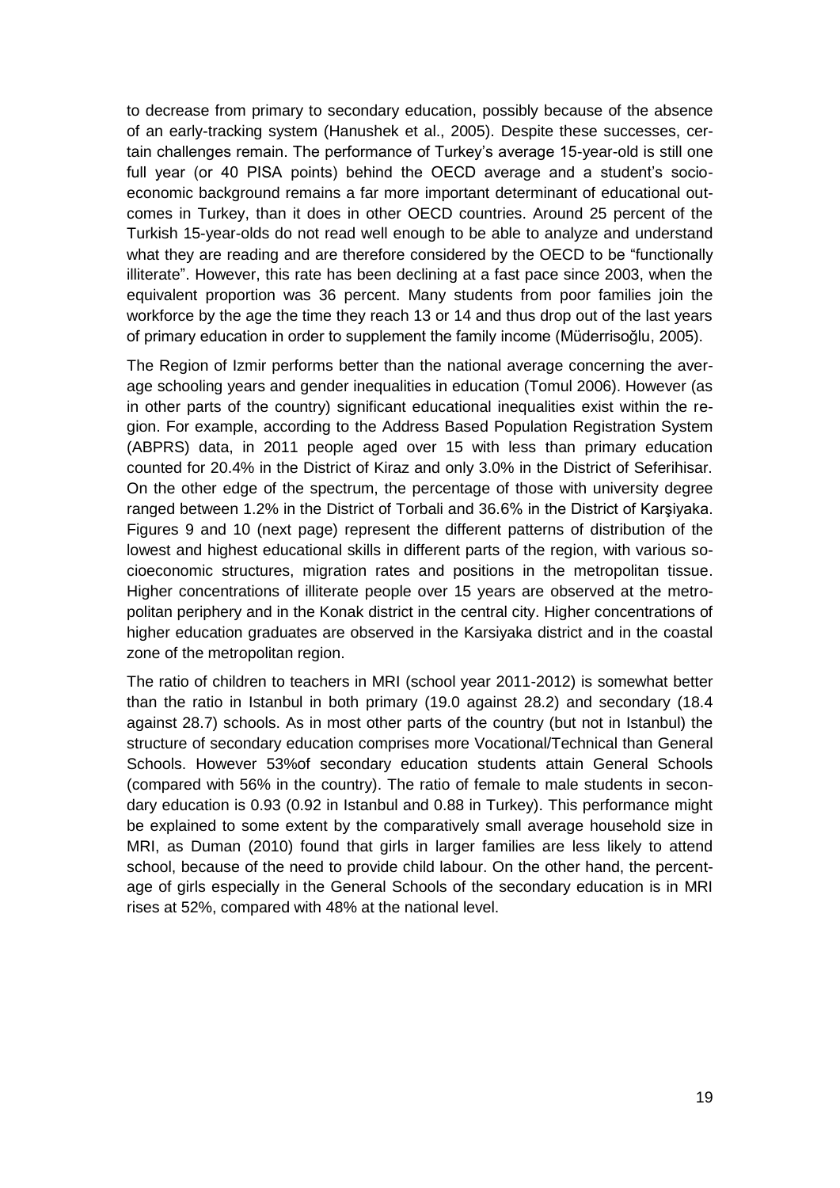to decrease from primary to secondary education, possibly because of the absence of an early-tracking system (Hanushek et al., 2005). Despite these successes, certain challenges remain. The performance of Turkey's average 15-year-old is still one full year (or 40 PISA points) behind the OECD average and a student's socio-economic background remains a far more important determinant of educational outcomes in Turkey, than it does in other OECD countries. Around 25 percent of the Turkish 15-year-olds do not read well enough to be able to analyze and understand what they are reading and are therefore considered by the OECD to be "functionally illiterate". However, this rate has been declining at a fast pace since 2003, when the equivalent proportion was 36 percent. Many students from poor families join the workforce by the age the time they reach 13 or 14 and thus drop out of the last years of primary education in order to supplement the family income (Müderrisoğlu, 2005).

The Region of Izmir performs better than the national average concerning the average schooling years and gender inequalities in education (Tomul 2006). However (as in other parts of the country) significant educational inequalities exist within the region. For example, according to the Address Based Population Registration System (ABPRS) data, in 2011 people aged over 15 with less than primary education counted for 20.4% in the District of Kiraz and only 3.0% in the District of Seferihisar. On the other edge of the spectrum, the percentage of those with university degree ranged between 1.2% in the District of Torbali and 36.6% in the District of Karşiyaka. Figures 9 and 10 (next page) represent the different patterns of distribution of the lowest and highest educational skills in different parts of the region, with various socioeconomic structures, migration rates and positions in the metropolitan tissue. Higher concentrations of illiterate people over 15 years are observed at the metropolitan periphery and in the Konak district in the central city. Higher concentrations of higher education graduates are observed in the Karsiyaka district and in the coastal zone of the metropolitan region.

The ratio of children to teachers in MRI (school year 2011-2012) is somewhat better than the ratio in Istanbul in both primary (19.0 against 28.2) and secondary (18.4 against 28.7) schools. As in most other parts of the country (but not in Istanbul) the structure of secondary education comprises more Vocational/Technical than General Schools. However 53%of secondary education students attain General Schools (compared with 56% in the country). The ratio of female to male students in secondary education is 0.93 (0.92 in Istanbul and 0.88 in Turkey). This performance might be explained to some extent by the comparatively small average household size in MRI, as Duman (2010) found that girls in larger families are less likely to attend school, because of the need to provide child labour. On the other hand, the percentage of girls especially in the General Schools of the secondary education is in MRI rises at 52%, compared with 48% at the national level.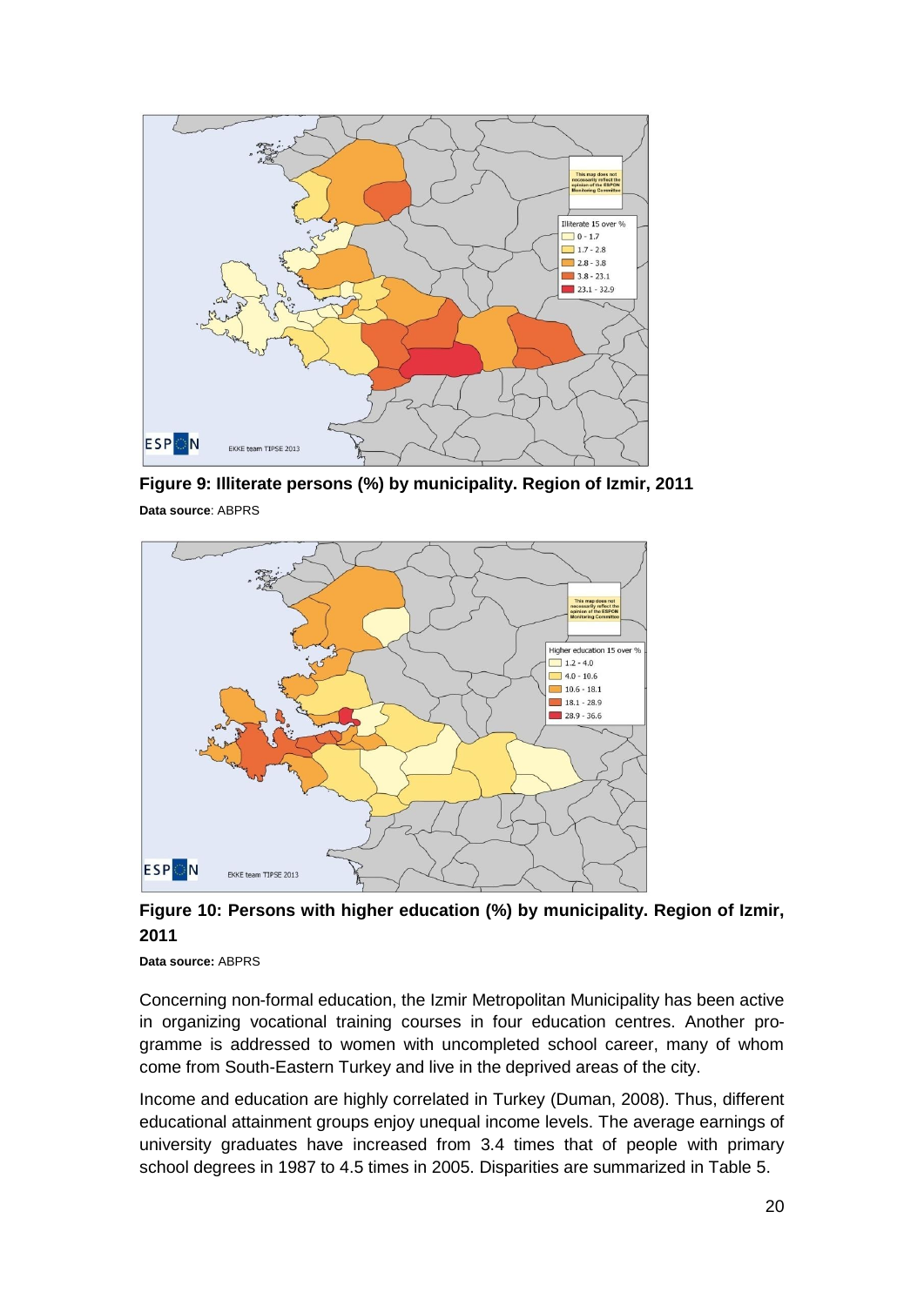**Figure 9: Illiterate persons (%) by municipality. Region of Izmir, 2011**

**Data source**: ABPRS

**Figure 10: Persons with higher education (%) by municipality. Region of Izmir, 2011**

**Data source:** ABPRS

Concerning non-formal education, the Izmir Metropolitan Municipality has been active in organizing vocational training courses in four education centres. Another programme is addressed to women with uncompleted school career, many of whom come from South-Eastern Turkey and live in the deprived areas of the city.

Income and education are highly correlated in Turkey (Duman, 2008). Thus, different educational attainment groups enjoy unequal income levels. The average earnings of university graduates have increased from 3.4 times that of people with primary school degrees in 1987 to 4.5 times in 2005. Disparities are summarized in Table 5.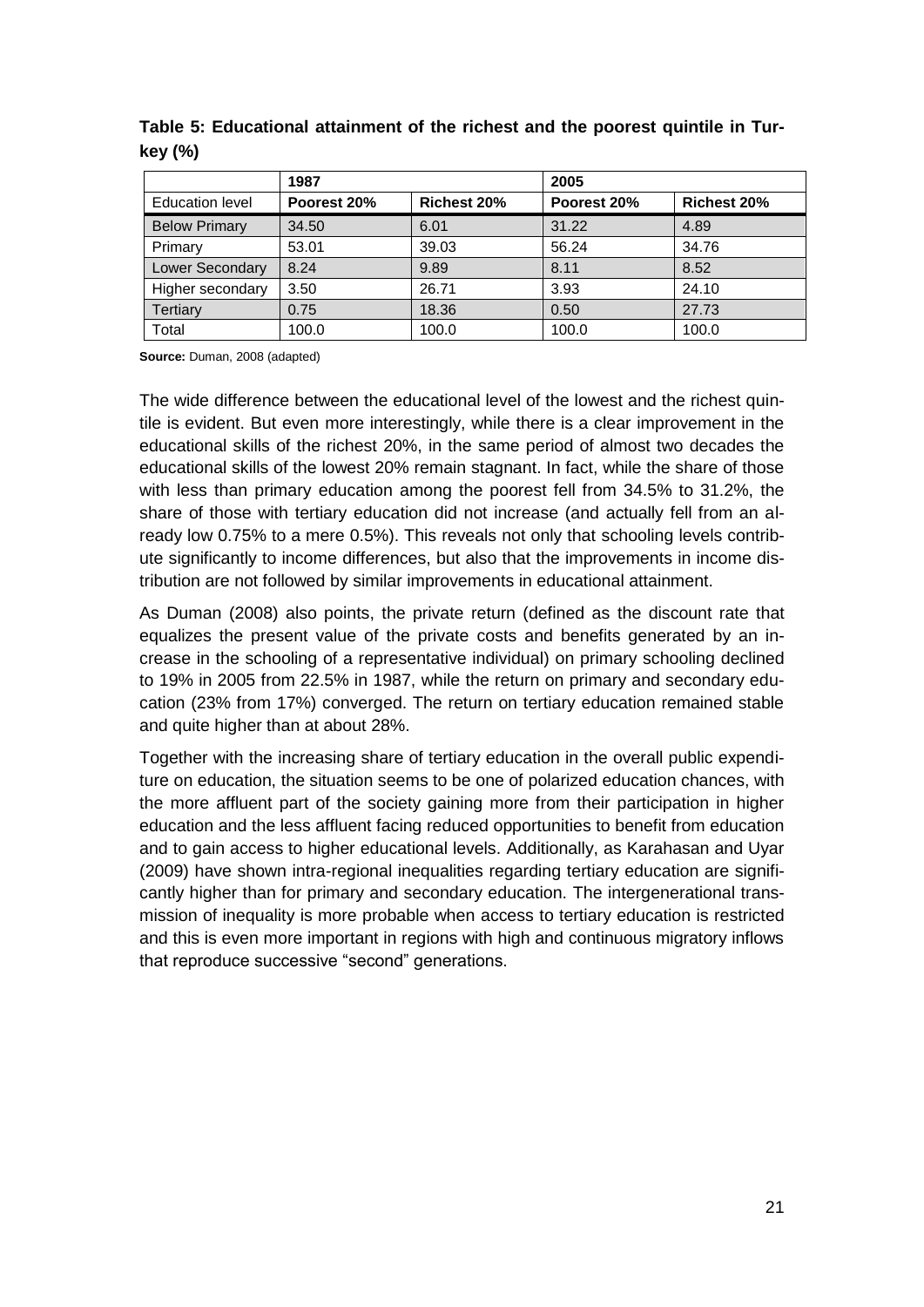**Table 5: Educational attainment of the richest and the poorest quintile in Turkey (%)**

| | 1987 | | 2005 | |
|---|---|---|---|---|
| Education level | Poorest 20% | Richest 20% | Poorest 20% | Richest 20% |
| Below Primary | 34.50 | 6.01 | 31.22 | 4.89 |
| Primary | 53.01 | 39.03 | 56.24 | 34.76 |
| Lower Secondary | 8.24 | 9.89 | 8.11 | 8.52 |
| Higher secondary | 3.50 | 26.71 | 3.93 | 24.10 |
| Tertiary | 0.75 | 18.36 | 0.50 | 27.73 |
| Total | 100.0 | 100.0 | 100.0 | 100.0 |

**Source:** Duman, 2008 (adapted)

The wide difference between the educational level of the lowest and the richest quintile is evident. But even more interestingly, while there is a clear improvement in the educational skills of the richest 20%, in the same period of almost two decades the educational skills of the lowest 20% remain stagnant. In fact, while the share of those with less than primary education among the poorest fell from 34.5% to 31.2%, the share of those with tertiary education did not increase (and actually fell from an already low 0.75% to a mere 0.5%). This reveals not only that schooling levels contribute significantly to income differences, but also that the improvements in income distribution are not followed by similar improvements in educational attainment.

As Duman (2008) also points, the private return (defined as the discount rate that equalizes the present value of the private costs and benefits generated by an increase in the schooling of a representative individual) on primary schooling declined to 19% in 2005 from 22.5% in 1987, while the return on primary and secondary education (23% from 17%) converged. The return on tertiary education remained stable and quite higher than at about 28%.

Together with the increasing share of tertiary education in the overall public expenditure on education, the situation seems to be one of polarized education chances, with the more affluent part of the society gaining more from their participation in higher education and the less affluent facing reduced opportunities to benefit from education and to gain access to higher educational levels. Additionally, as Karahasan and Uyar (2009) have shown intra-regional inequalities regarding tertiary education are significantly higher than for primary and secondary education. The intergenerational transmission of inequality is more probable when access to tertiary education is restricted and this is even more important in regions with high and continuous migratory inflows that reproduce successive “second” generations.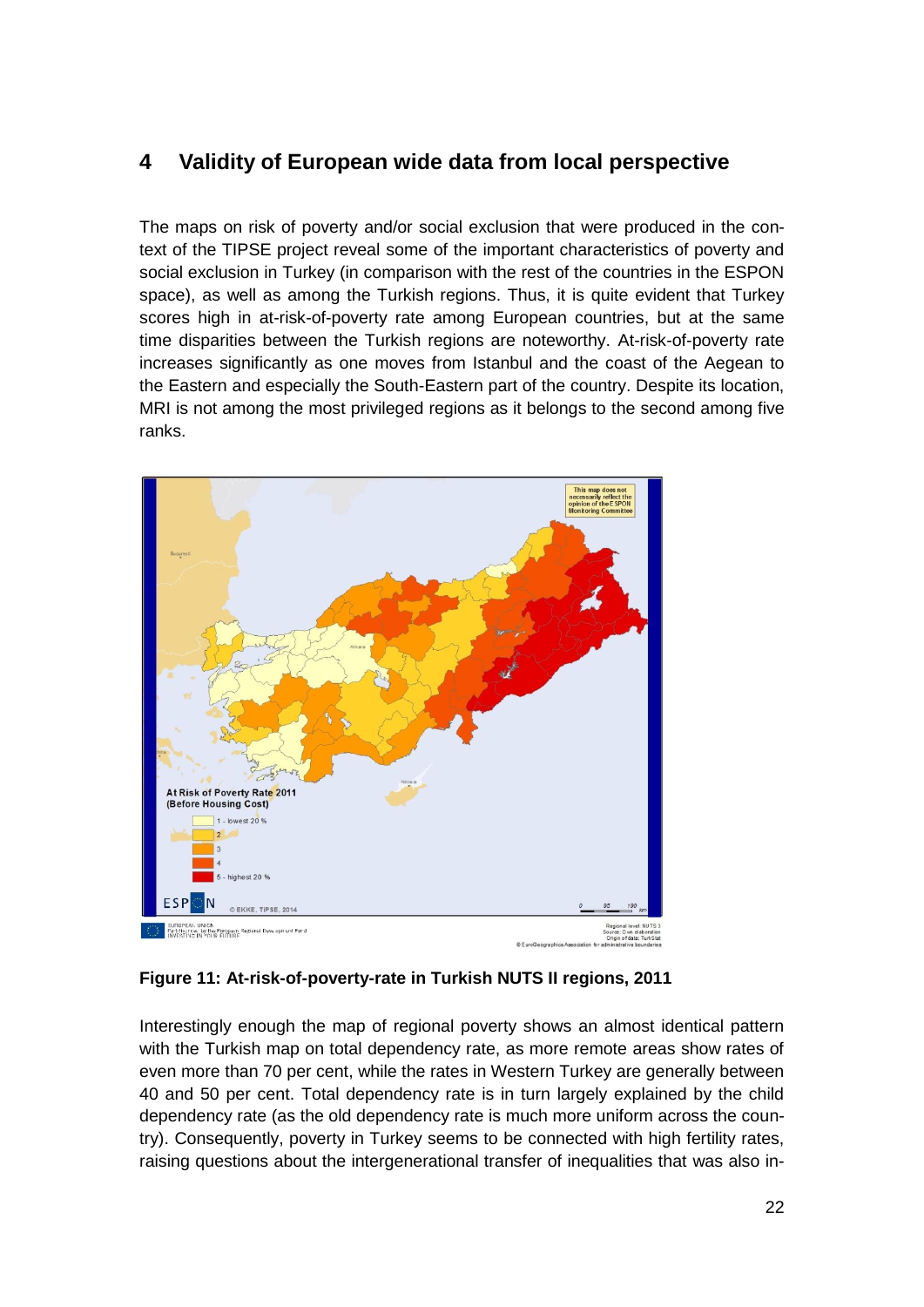# 4 Validity of European wide data from local perspective

The maps on risk of poverty and/or social exclusion that were produced in the context of the TIPSE project reveal some of the important characteristics of poverty and social exclusion in Turkey (in comparison with the rest of the countries in the ESPON space), as well as among the Turkish regions. Thus, it is quite evident that Turkey scores high in at-risk-of-poverty rate among European countries, but at the same time disparities between the Turkish regions are noteworthy. At-risk-of-poverty rate increases significantly as one moves from Istanbul and the coast of the Aegean to the Eastern and especially the South-Eastern part of the country. Despite its location, MRI is not among the most privileged regions as it belongs to the second among five ranks.

**Figure 11: At-risk-of-poverty-rate in Turkish NUTS II regions, 2011**

Interestingly enough the map of regional poverty shows an almost identical pattern with the Turkish map on total dependency rate, as more remote areas show rates of even more than 70 per cent, while the rates in Western Turkey are generally between 40 and 50 per cent. Total dependency rate is in turn largely explained by the child dependency rate (as the old dependency rate is much more uniform across the country). Consequently, poverty in Turkey seems to be connected with high fertility rates, raising questions about the intergenerational transfer of inequalities that was also in-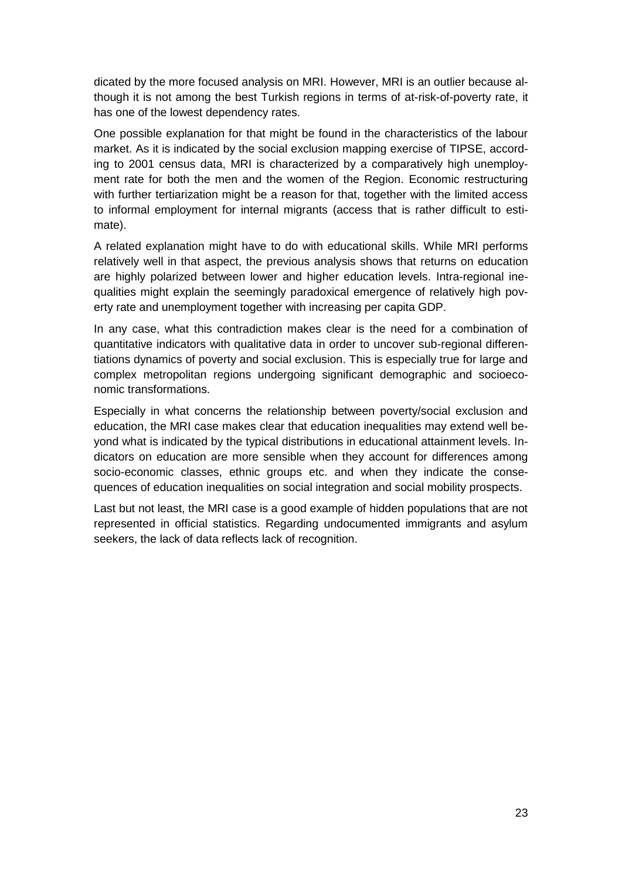dicated by the more focused analysis on MRI. However, MRI is an outlier because although it is not among the best Turkish regions in terms of at-risk-of-poverty rate, it has one of the lowest dependency rates.

One possible explanation for that might be found in the characteristics of the labour market. As it is indicated by the social exclusion mapping exercise of TIPSE, according to 2001 census data, MRI is characterized by a comparatively high unemployment rate for both the men and the women of the Region. Economic restructuring with further tertiarization might be a reason for that, together with the limited access to informal employment for internal migrants (access that is rather difficult to estimate).

A related explanation might have to do with educational skills. While MRI performs relatively well in that aspect, the previous analysis shows that returns on education are highly polarized between lower and higher education levels. Intra-regional inequalities might explain the seemingly paradoxical emergence of relatively high poverty rate and unemployment together with increasing per capita GDP.

In any case, what this contradiction makes clear is the need for a combination of quantitative indicators with qualitative data in order to uncover sub-regional differentiations dynamics of poverty and social exclusion. This is especially true for large and complex metropolitan regions undergoing significant demographic and socioeconomic transformations.

Especially in what concerns the relationship between poverty/social exclusion and education, the MRI case makes clear that education inequalities may extend well beyond what is indicated by the typical distributions in educational attainment levels. Indicators on education are more sensible when they account for differences among socio-economic classes, ethnic groups etc. and when they indicate the consequences of education inequalities on social integration and social mobility prospects.

Last but not least, the MRI case is a good example of hidden populations that are not represented in official statistics. Regarding undocumented immigrants and asylum seekers, the lack of data reflects lack of recognition.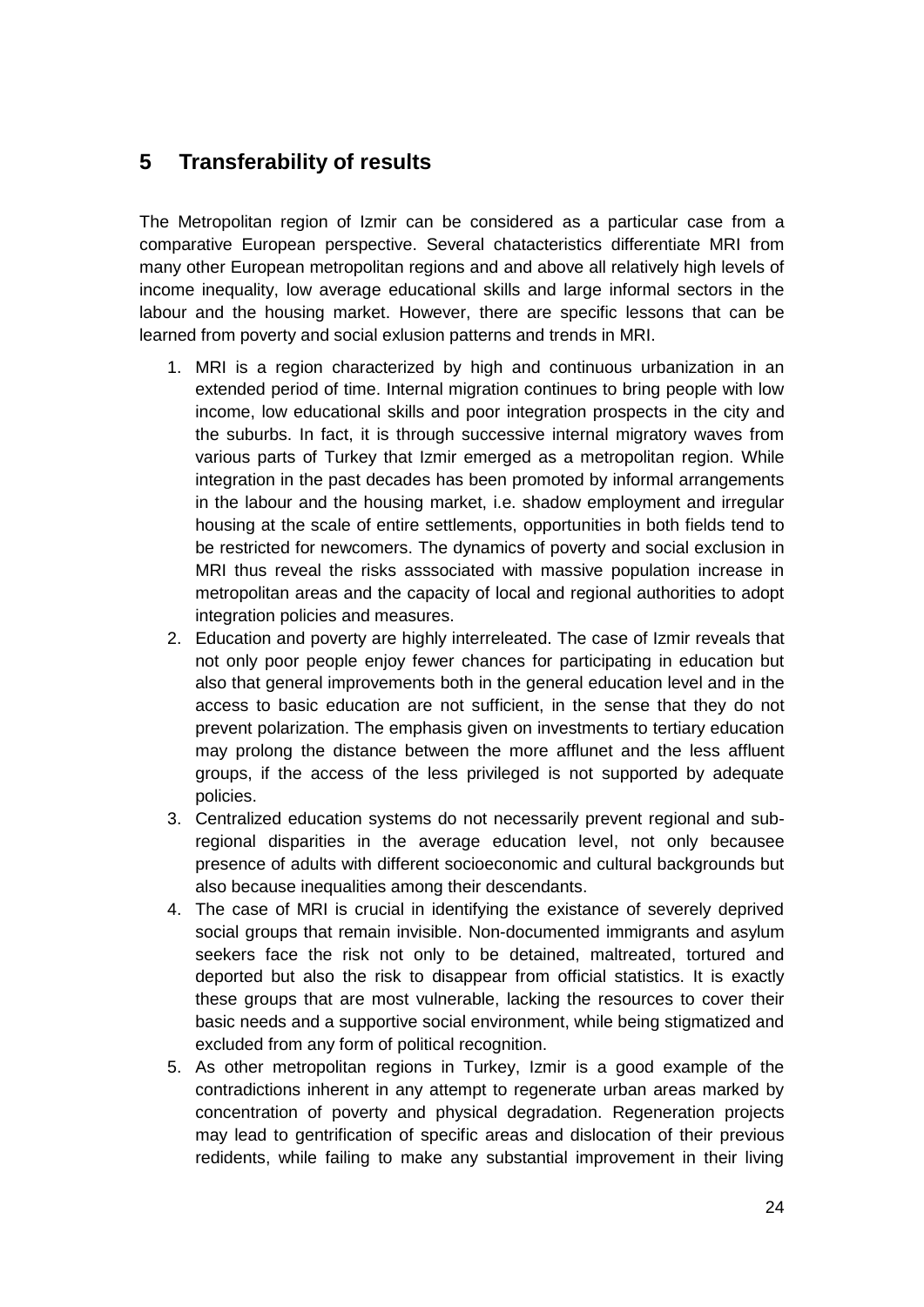## 5 Transferability of results

The Metropolitan region of Izmir can be considered as a particular case from a comparative European perspective. Several chatacteristics differentiate MRI from many other European metropolitan regions and and above all relatively high levels of income inequality, low average educational skills and large informal sectors in the labour and the housing market. However, there are specific lessons that can be learned from poverty and social exlusion patterns and trends in MRI.

1. MRI is a region characterized by high and continuous urbanization in an extended period of time. Internal migration continues to bring people with low income, low educational skills and poor integration prospects in the city and the suburbs. In fact, it is through successive internal migratory waves from various parts of Turkey that Izmir emerged as a metropolitan region. While integration in the past decades has been promoted by informal arrangements in the labour and the housing market, i.e. shadow employment and irregular housing at the scale of entire settlements, opportunities in both fields tend to be restricted for newcomers. The dynamics of poverty and social exclusion in MRI thus reveal the risks asssociated with massive population increase in metropolitan areas and the capacity of local and regional authorities to adopt integration policies and measures.
2. Education and poverty are highly interreleated. The case of Izmir reveals that not only poor people enjoy fewer chances for participating in education but also that general improvements both in the general education level and in the access to basic education are not sufficient, in the sense that they do not prevent polarization. The emphasis given on investments to tertiary education may prolong the distance between the more afflunet and the less affluent groups, if the access of the less privileged is not supported by adequate policies.
3. Centralized education systems do not necessarily prevent regional and sub-regional disparities in the average education level, not only becausee presence of adults with different socioeconomic and cultural backgrounds but also because inequalities among their descendants.
4. The case of MRI is crucial in identifying the existance of severely deprived social groups that remain invisible. Non-documented immigrants and asylum seekers face the risk not only to be detained, maltreated, tortured and deported but also the risk to disappear from official statistics. It is exactly these groups that are most vulnerable, lacking the resources to cover their basic needs and a supportive social environment, while being stigmatized and excluded from any form of political recognition.
5. As other metropolitan regions in Turkey, Izmir is a good example of the contradictions inherent in any attempt to regenerate urban areas marked by concentration of poverty and physical degradation. Regeneration projects may lead to gentrification of specific areas and dislocation of their previous redidents, while failing to make any substantial improvement in their living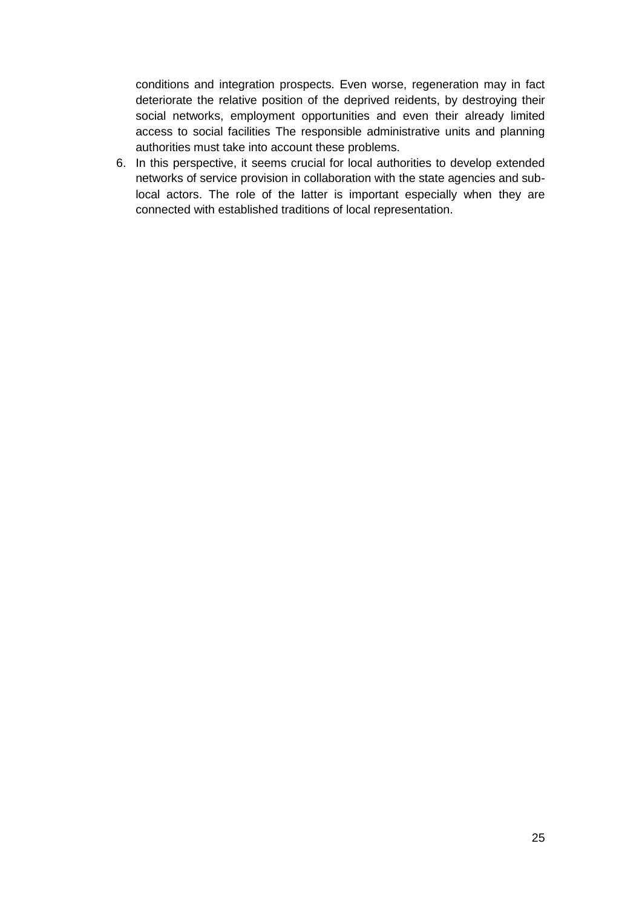conditions and integration prospects. Even worse, regeneration may in fact deteriorate the relative position of the deprived reidents, by destroying their social networks, employment opportunities and even their already limited access to social facilities The responsible administrative units and planning authorities must take into account these problems.

6. In this perspective, it seems crucial for local authorities to develop extended networks of service provision in collaboration with the state agencies and sub-local actors. The role of the latter is important especially when they are connected with established traditions of local representation.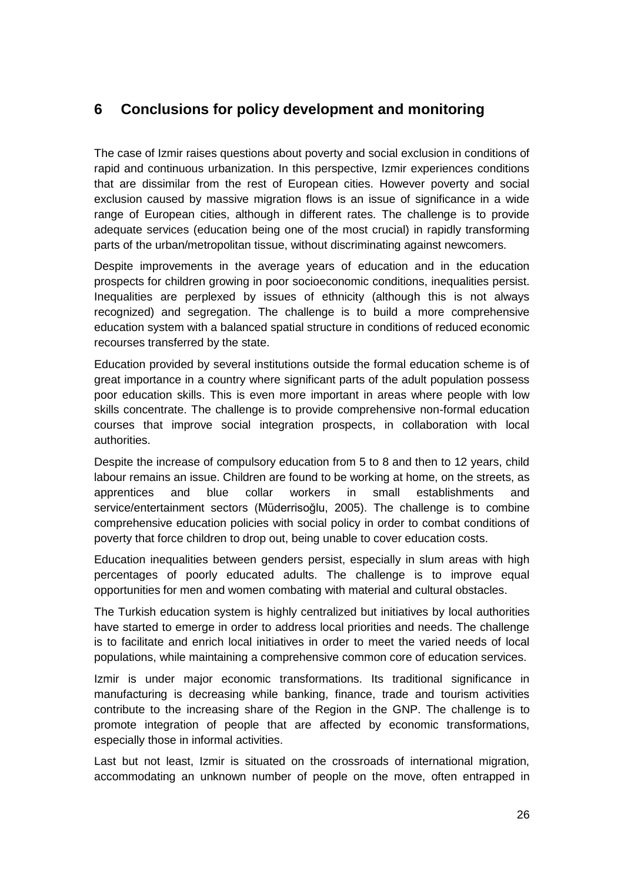# 6 Conclusions for policy development and monitoring

The case of Izmir raises questions about poverty and social exclusion in conditions of rapid and continuous urbanization. In this perspective, Izmir experiences conditions that are dissimilar from the rest of European cities. However poverty and social exclusion caused by massive migration flows is an issue of significance in a wide range of European cities, although in different rates. The challenge is to provide adequate services (education being one of the most crucial) in rapidly transforming parts of the urban/metropolitan tissue, without discriminating against newcomers.

Despite improvements in the average years of education and in the education prospects for children growing in poor socioeconomic conditions, inequalities persist. Inequalities are perplexed by issues of ethnicity (although this is not always recognized) and segregation. The challenge is to build a more comprehensive education system with a balanced spatial structure in conditions of reduced economic recourses transferred by the state.

Education provided by several institutions outside the formal education scheme is of great importance in a country where significant parts of the adult population possess poor education skills. This is even more important in areas where people with low skills concentrate. The challenge is to provide comprehensive non-formal education courses that improve social integration prospects, in collaboration with local authorities.

Despite the increase of compulsory education from 5 to 8 and then to 12 years, child labour remains an issue. Children are found to be working at home, on the streets, as apprentices and blue collar workers in small establishments and service/entertainment sectors (Müderrisoğlu, 2005). The challenge is to combine comprehensive education policies with social policy in order to combat conditions of poverty that force children to drop out, being unable to cover education costs.

Education inequalities between genders persist, especially in slum areas with high percentages of poorly educated adults. The challenge is to improve equal opportunities for men and women combating with material and cultural obstacles.

The Turkish education system is highly centralized but initiatives by local authorities have started to emerge in order to address local priorities and needs. The challenge is to facilitate and enrich local initiatives in order to meet the varied needs of local populations, while maintaining a comprehensive common core of education services.

Izmir is under major economic transformations. Its traditional significance in manufacturing is decreasing while banking, finance, trade and tourism activities contribute to the increasing share of the Region in the GNP. The challenge is to promote integration of people that are affected by economic transformations, especially those in informal activities.

Last but not least, Izmir is situated on the crossroads of international migration, accommodating an unknown number of people on the move, often entrapped in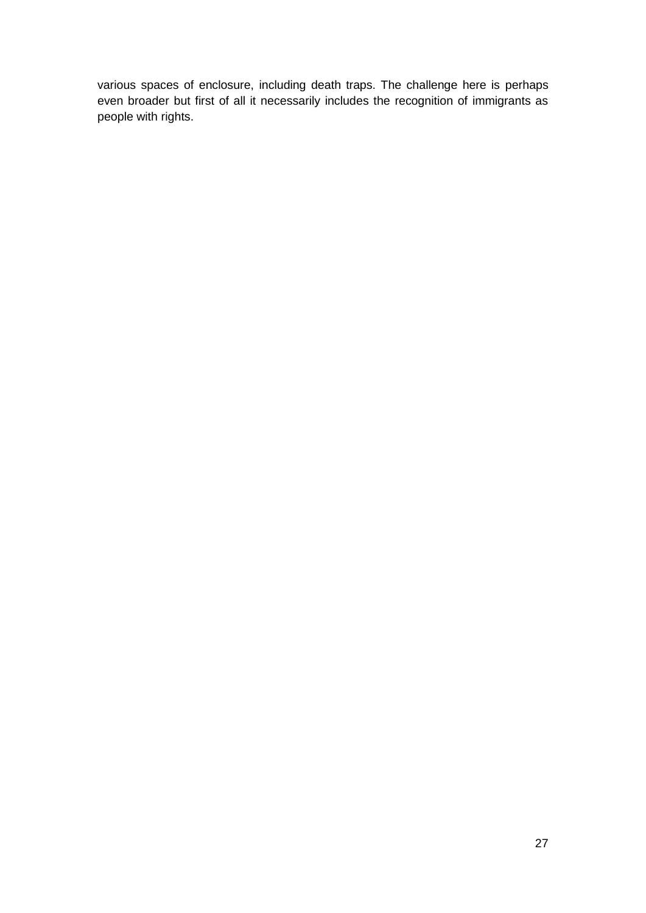various spaces of enclosure, including death traps. The challenge here is perhaps even broader but first of all it necessarily includes the recognition of immigrants as people with rights.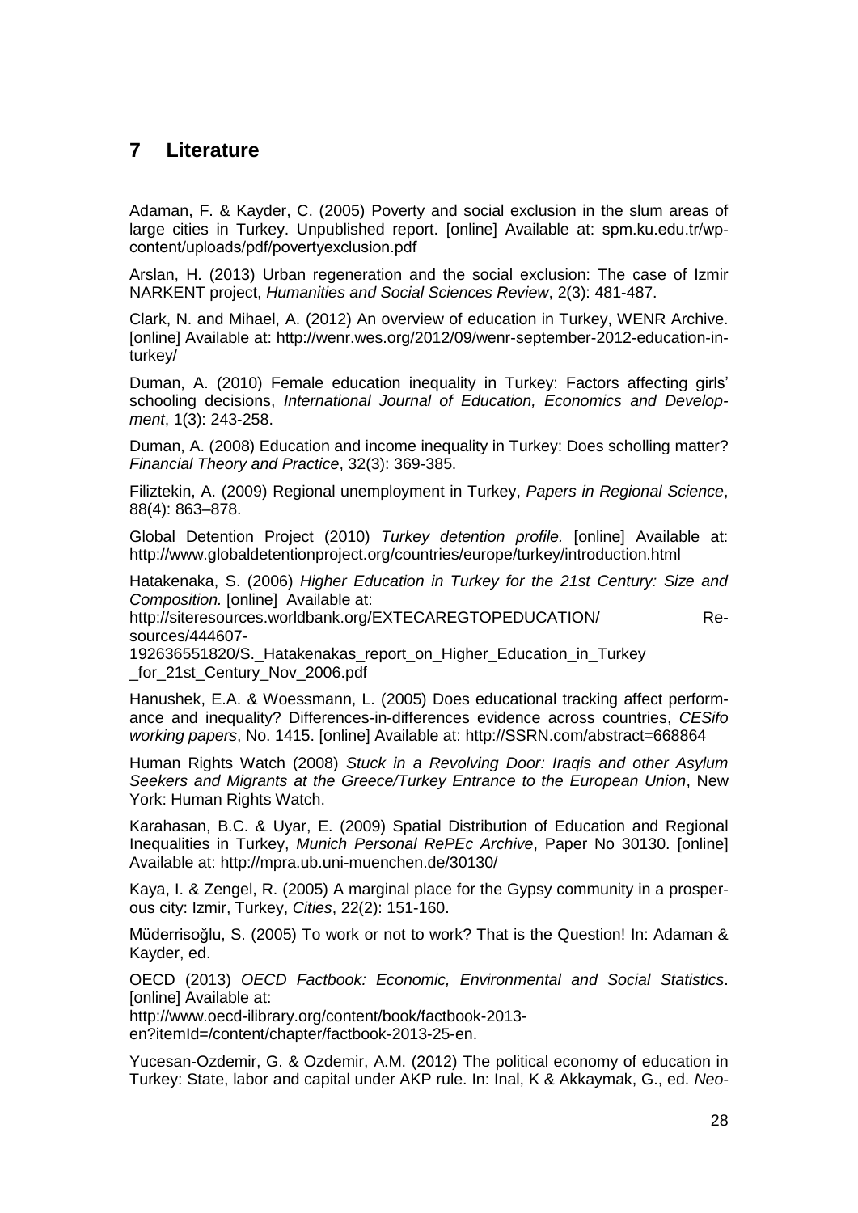## 7 Literature

Adaman, F. & Kayder, C. (2005) Poverty and social exclusion in the slum areas of large cities in Turkey. Unpublished report. [online] Available at: spm.ku.edu.tr/wp-content/uploads/pdf/povertyexclusion.pdf

Arslan, H. (2013) Urban regeneration and the social exclusion: The case of Izmir NARKENT project, *Humanities and Social Sciences Review*, 2(3): 481-487.

Clark, N. and Mihael, A. (2012) An overview of education in Turkey, WENR Archive. [online] Available at: http://wenr.wes.org/2012/09/wenr-september-2012-education-in-turkey/

Duman, A. (2010) Female education inequality in Turkey: Factors affecting girls' schooling decisions, *International Journal of Education, Economics and Development*, 1(3): 243-258.

Duman, A. (2008) Education and income inequality in Turkey: Does scholling matter? *Financial Theory and Practice*, 32(3): 369-385.

Filiztekin, A. (2009) Regional unemployment in Turkey, *Papers in Regional Science*, 88(4): 863–878.

Global Detention Project (2010) *Turkey detention profile.* [online] Available at: http://www.globaldetentionproject.org/countries/europe/turkey/introduction.html

Hatakenaka, S. (2006) *Higher Education in Turkey for the 21st Century: Size and Composition.* [online] Available at: http://siteresources.worldbank.org/EXTECAREGTOPEDUCATION/ Resources/444607-192636551820/S._Hatakenakas_report_on_Higher_Education_in_Turkey_for_21st_Century_Nov_2006.pdf

Hanushek, E.A. & Woessmann, L. (2005) Does educational tracking affect performance and inequality? Differences-in-differences evidence across countries, *CESifo working papers*, No. 1415. [online] Available at: http://SSRN.com/abstract=668864

Human Rights Watch (2008) *Stuck in a Revolving Door: Iraqis and other Asylum Seekers and Migrants at the Greece/Turkey Entrance to the European Union*, New York: Human Rights Watch.

Karahasan, B.C. & Uyar, E. (2009) Spatial Distribution of Education and Regional Inequalities in Turkey, *Munich Personal RePEc Archive*, Paper No 30130. [online] Available at: http://mpra.ub.uni-muenchen.de/30130/

Kaya, I. & Zengel, R. (2005) A marginal place for the Gypsy community in a prosperous city: Izmir, Turkey, *Cities*, 22(2): 151-160.

Müderrisoğlu, S. (2005) To work or not to work? That is the Question! In: Adaman & Kayder, ed.

OECD (2013) *OECD Factbook: Economic, Environmental and Social Statistics*. [online] Available at: http://www.oecd-ilibrary.org/content/book/factbook-2013-en?itemId=/content/chapter/factbook-2013-25-en.

Yucesan-Ozdemir, G. & Ozdemir, A.M. (2012) The political economy of education in Turkey: State, labor and capital under AKP rule. In: Inal, K & Akkaymak, G., ed. *Neo-*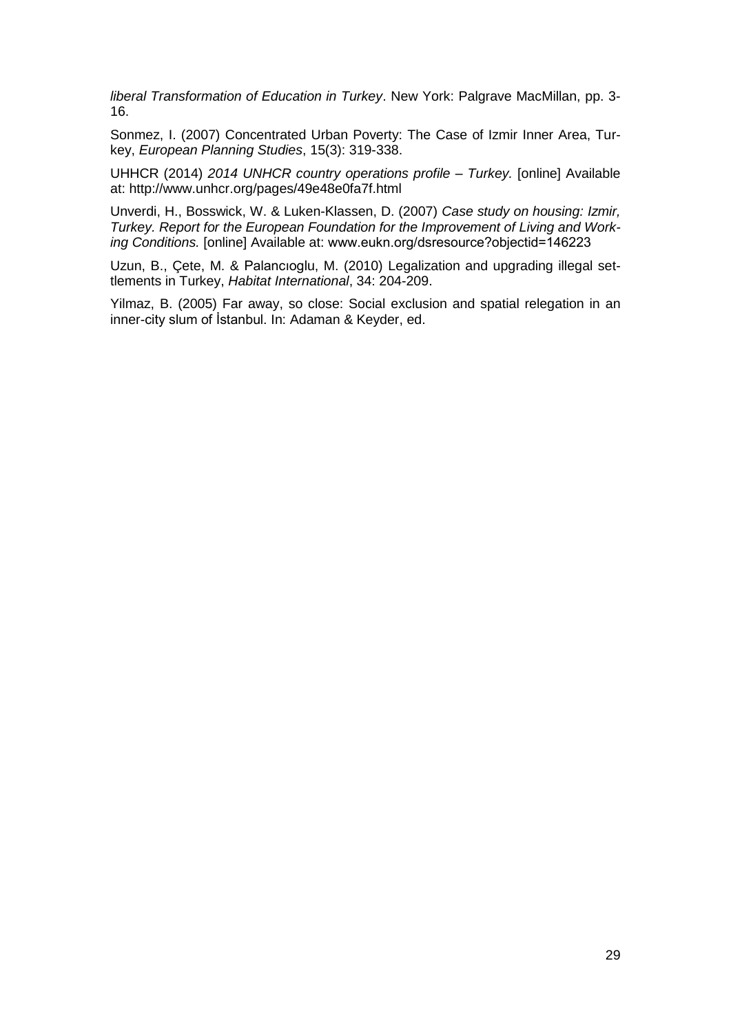*liberal Transformation of Education in Turkey*. New York: Palgrave MacMillan, pp. 3-16.

Sonmez, I. (2007) Concentrated Urban Poverty: The Case of Izmir Inner Area, Turkey, *European Planning Studies*, 15(3): 319-338.

UHHCR (2014) *2014 UNHCR country operations profile – Turkey.* [online] Available at: http://www.unhcr.org/pages/49e48e0fa7f.html

Unverdi, H., Bosswick, W. & Luken-Klassen, D. (2007) *Case study on housing: Izmir, Turkey. Report for the European Foundation for the Improvement of Living and Working Conditions.* [online] Available at: www.eukn.org/dsresource?objectid=146223

Uzun, B., Çete, M. & Palancıoglu, M. (2010) Legalization and upgrading illegal settlements in Turkey, *Habitat International*, 34: 204-209.

Yilmaz, B. (2005) Far away, so close: Social exclusion and spatial relegation in an inner-city slum of İstanbul. In: Adaman & Keyder, ed.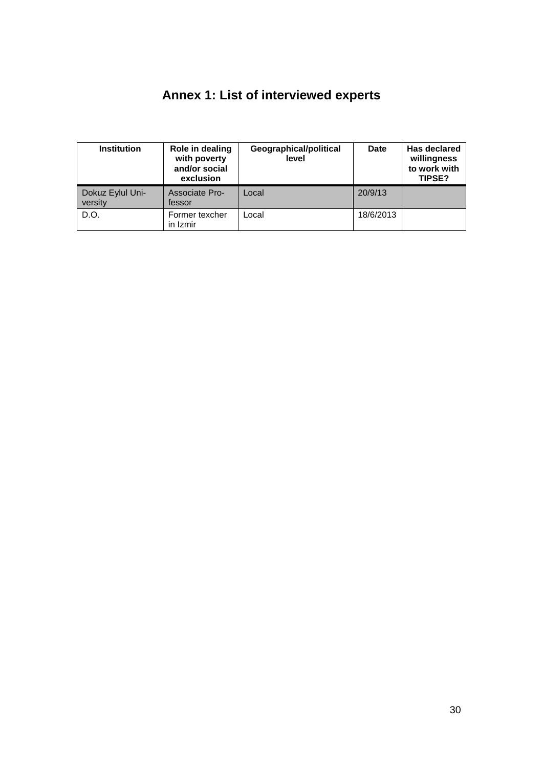# Annex 1: List of interviewed experts

| Institution | Role in dealing with poverty and/or social exclusion | Geographical/political level | Date | Has declared willingness to work with TIPSE? |
|---|---|---|---|---|
| Dokuz Eylul University | Associate Professor | Local | 20/9/13 | |
| D.O. | Former texcher in Izmir | Local | 18/6/2013 | |